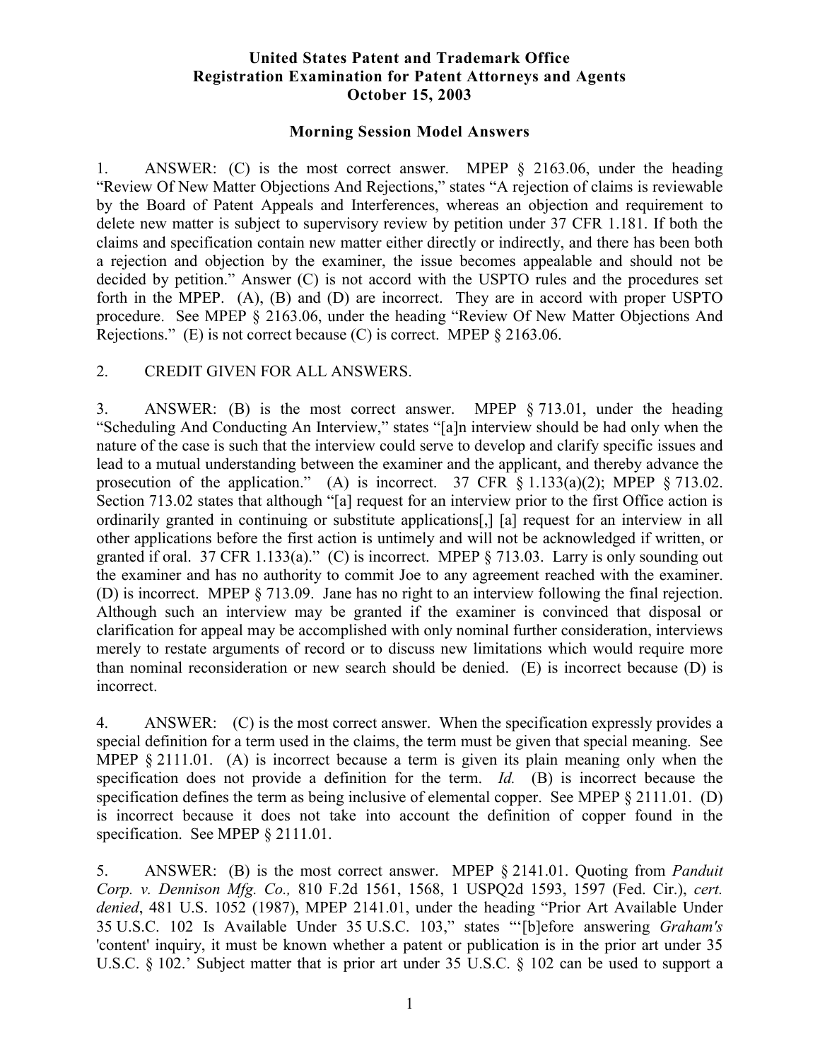**United States Patent and Trademark Office**
**Registration Examination for Patent Attorneys and Agents**
**October 15, 2003**

**Morning Session Model Answers**

1. ANSWER: (C) is the most correct answer. MPEP § 2163.06, under the heading "Review Of New Matter Objections And Rejections," states "A rejection of claims is reviewable by the Board of Patent Appeals and Interferences, whereas an objection and requirement to delete new matter is subject to supervisory review by petition under 37 CFR 1.181. If both the claims and specification contain new matter either directly or indirectly, and there has been both a rejection and objection by the examiner, the issue becomes appealable and should not be decided by petition." Answer (C) is not accord with the USPTO rules and the procedures set forth in the MPEP. (A), (B) and (D) are incorrect. They are in accord with proper USPTO procedure. See MPEP § 2163.06, under the heading "Review Of New Matter Objections And Rejections." (E) is not correct because (C) is correct. MPEP § 2163.06.

2. CREDIT GIVEN FOR ALL ANSWERS.

3. ANSWER: (B) is the most correct answer. MPEP § 713.01, under the heading "Scheduling And Conducting An Interview," states "[a]n interview should be had only when the nature of the case is such that the interview could serve to develop and clarify specific issues and lead to a mutual understanding between the examiner and the applicant, and thereby advance the prosecution of the application." (A) is incorrect. 37 CFR § 1.133(a)(2); MPEP § 713.02. Section 713.02 states that although "[a] request for an interview prior to the first Office action is ordinarily granted in continuing or substitute applications[,] [a] request for an interview in all other applications before the first action is untimely and will not be acknowledged if written, or granted if oral. 37 CFR 1.133(a)." (C) is incorrect. MPEP § 713.03. Larry is only sounding out the examiner and has no authority to commit Joe to any agreement reached with the examiner. (D) is incorrect. MPEP § 713.09. Jane has no right to an interview following the final rejection. Although such an interview may be granted if the examiner is convinced that disposal or clarification for appeal may be accomplished with only nominal further consideration, interviews merely to restate arguments of record or to discuss new limitations which would require more than nominal reconsideration or new search should be denied. (E) is incorrect because (D) is incorrect.

4. ANSWER: (C) is the most correct answer. When the specification expressly provides a special definition for a term used in the claims, the term must be given that special meaning. See MPEP § 2111.01. (A) is incorrect because a term is given its plain meaning only when the specification does not provide a definition for the term. *Id.* (B) is incorrect because the specification defines the term as being inclusive of elemental copper. See MPEP § 2111.01. (D) is incorrect because it does not take into account the definition of copper found in the specification. See MPEP § 2111.01.

5. ANSWER: (B) is the most correct answer. MPEP § 2141.01. Quoting from *Panduit Corp. v. Dennison Mfg. Co.,* 810 F.2d 1561, 1568, 1 USPQ2d 1593, 1597 (Fed. Cir.), *cert. denied*, 481 U.S. 1052 (1987), MPEP 2141.01, under the heading "Prior Art Available Under 35 U.S.C. 102 Is Available Under 35 U.S.C. 103," states "'[b]efore answering *Graham's* 'content' inquiry, it must be known whether a patent or publication is in the prior art under 35 U.S.C. § 102.' Subject matter that is prior art under 35 U.S.C. § 102 can be used to support a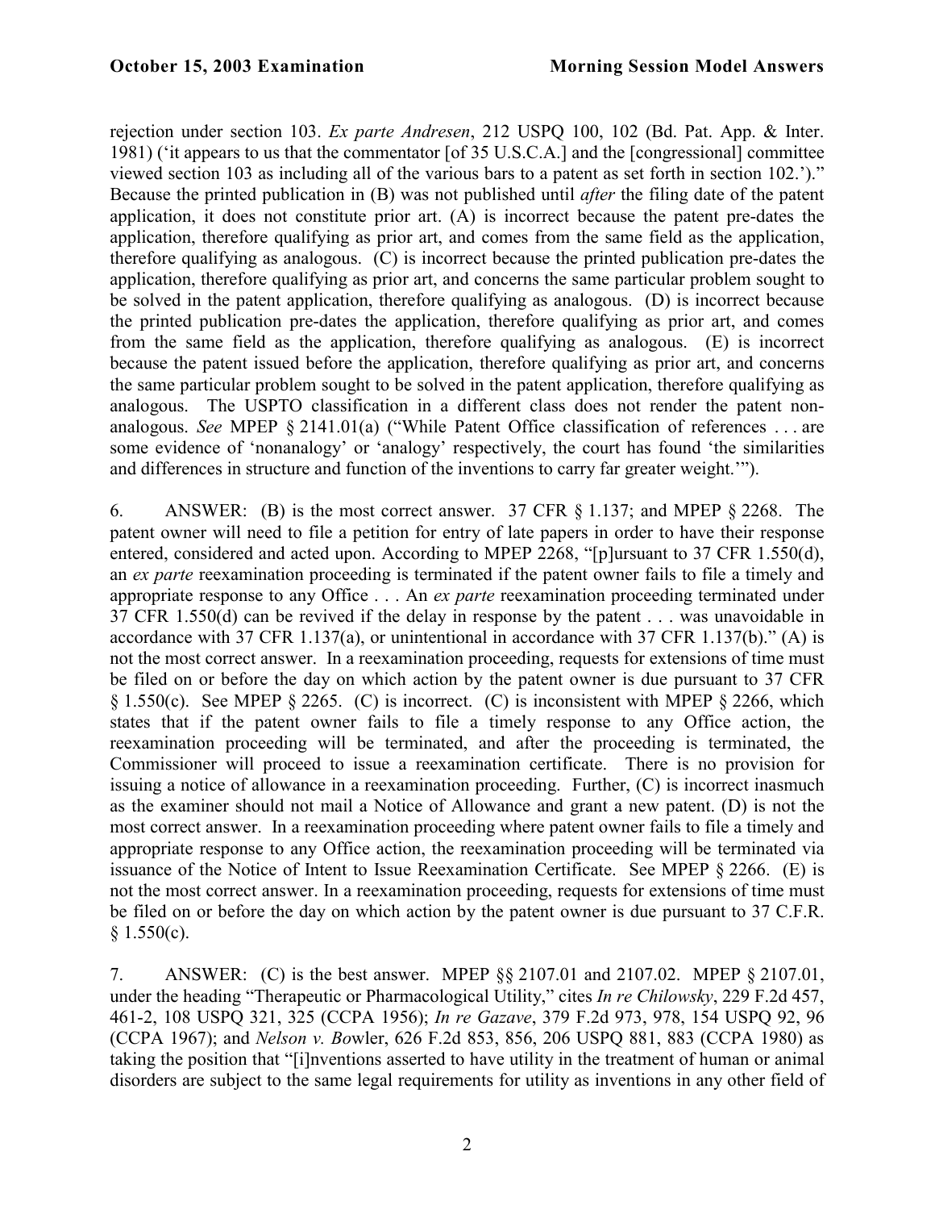rejection under section 103. *Ex parte Andresen*, 212 USPQ 100, 102 (Bd. Pat. App. & Inter. 1981) ('it appears to us that the commentator [of 35 U.S.C.A.] and the [congressional] committee viewed section 103 as including all of the various bars to a patent as set forth in section 102.')." Because the printed publication in (B) was not published until *after* the filing date of the patent application, it does not constitute prior art. (A) is incorrect because the patent pre-dates the application, therefore qualifying as prior art, and comes from the same field as the application, therefore qualifying as analogous. (C) is incorrect because the printed publication pre-dates the application, therefore qualifying as prior art, and concerns the same particular problem sought to be solved in the patent application, therefore qualifying as analogous. (D) is incorrect because the printed publication pre-dates the application, therefore qualifying as prior art, and comes from the same field as the application, therefore qualifying as analogous. (E) is incorrect because the patent issued before the application, therefore qualifying as prior art, and concerns the same particular problem sought to be solved in the patent application, therefore qualifying as analogous. The USPTO classification in a different class does not render the patent non-analogous. *See* MPEP § 2141.01(a) ("While Patent Office classification of references . . . are some evidence of 'nonanalogy' or 'analogy' respectively, the court has found 'the similarities and differences in structure and function of the inventions to carry far greater weight.'").

6. ANSWER: (B) is the most correct answer. 37 CFR § 1.137; and MPEP § 2268. The patent owner will need to file a petition for entry of late papers in order to have their response entered, considered and acted upon. According to MPEP 2268, "[p]ursuant to 37 CFR 1.550(d), an *ex parte* reexamination proceeding is terminated if the patent owner fails to file a timely and appropriate response to any Office . . . An *ex parte* reexamination proceeding terminated under 37 CFR 1.550(d) can be revived if the delay in response by the patent . . . was unavoidable in accordance with 37 CFR 1.137(a), or unintentional in accordance with 37 CFR 1.137(b)." (A) is not the most correct answer. In a reexamination proceeding, requests for extensions of time must be filed on or before the day on which action by the patent owner is due pursuant to 37 CFR § 1.550(c). See MPEP § 2265. (C) is incorrect. (C) is inconsistent with MPEP § 2266, which states that if the patent owner fails to file a timely response to any Office action, the reexamination proceeding will be terminated, and after the proceeding is terminated, the Commissioner will proceed to issue a reexamination certificate. There is no provision for issuing a notice of allowance in a reexamination proceeding. Further, (C) is incorrect inasmuch as the examiner should not mail a Notice of Allowance and grant a new patent. (D) is not the most correct answer. In a reexamination proceeding where patent owner fails to file a timely and appropriate response to any Office action, the reexamination proceeding will be terminated via issuance of the Notice of Intent to Issue Reexamination Certificate. See MPEP § 2266. (E) is not the most correct answer. In a reexamination proceeding, requests for extensions of time must be filed on or before the day on which action by the patent owner is due pursuant to 37 C.F.R. § 1.550(c).

7. ANSWER: (C) is the best answer. MPEP §§ 2107.01 and 2107.02. MPEP § 2107.01, under the heading "Therapeutic or Pharmacological Utility," cites *In re Chilowsky*, 229 F.2d 457, 461-2, 108 USPQ 321, 325 (CCPA 1956); *In re Gazave*, 379 F.2d 973, 978, 154 USPQ 92, 96 (CCPA 1967); and *Nelson v. Bowler*, 626 F.2d 853, 856, 206 USPQ 881, 883 (CCPA 1980) as taking the position that "[i]nventions asserted to have utility in the treatment of human or animal disorders are subject to the same legal requirements for utility as inventions in any other field of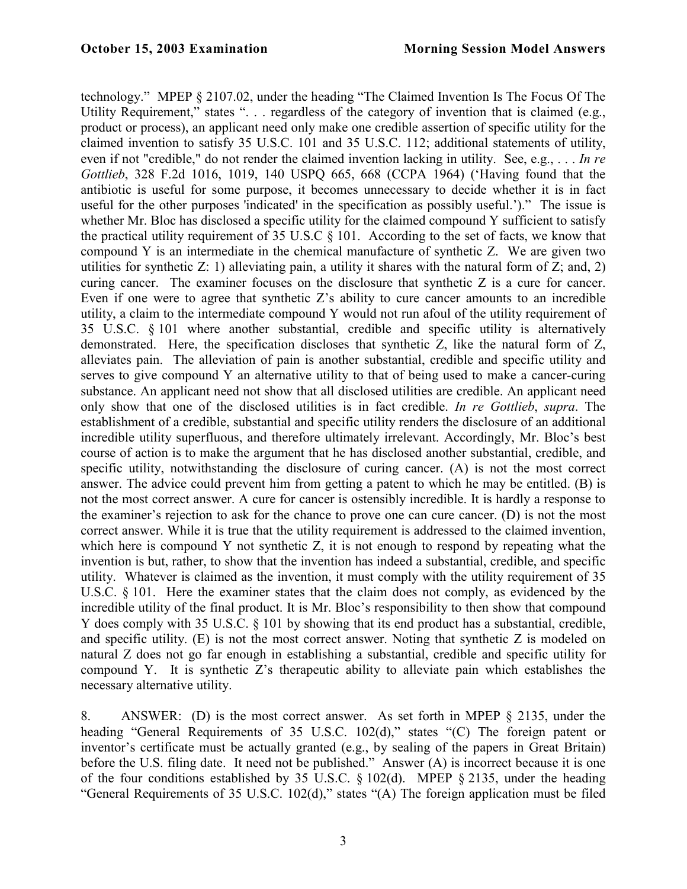technology." MPEP § 2107.02, under the heading "The Claimed Invention Is The Focus Of The Utility Requirement," states ". . . regardless of the category of invention that is claimed (e.g., product or process), an applicant need only make one credible assertion of specific utility for the claimed invention to satisfy 35 U.S.C. 101 and 35 U.S.C. 112; additional statements of utility, even if not "credible," do not render the claimed invention lacking in utility. See, e.g., . . . *In re Gottlieb*, 328 F.2d 1016, 1019, 140 USPQ 665, 668 (CCPA 1964) ('Having found that the antibiotic is useful for some purpose, it becomes unnecessary to decide whether it is in fact useful for the other purposes 'indicated' in the specification as possibly useful.')." The issue is whether Mr. Bloc has disclosed a specific utility for the claimed compound Y sufficient to satisfy the practical utility requirement of 35 U.S.C § 101. According to the set of facts, we know that compound Y is an intermediate in the chemical manufacture of synthetic Z. We are given two utilities for synthetic Z: 1) alleviating pain, a utility it shares with the natural form of Z; and, 2) curing cancer. The examiner focuses on the disclosure that synthetic Z is a cure for cancer. Even if one were to agree that synthetic Z's ability to cure cancer amounts to an incredible utility, a claim to the intermediate compound Y would not run afoul of the utility requirement of 35 U.S.C. § 101 where another substantial, credible and specific utility is alternatively demonstrated. Here, the specification discloses that synthetic Z, like the natural form of Z, alleviates pain. The alleviation of pain is another substantial, credible and specific utility and serves to give compound Y an alternative utility to that of being used to make a cancer-curing substance. An applicant need not show that all disclosed utilities are credible. An applicant need only show that one of the disclosed utilities is in fact credible. *In re Gottlieb*, *supra*. The establishment of a credible, substantial and specific utility renders the disclosure of an additional incredible utility superfluous, and therefore ultimately irrelevant. Accordingly, Mr. Bloc's best course of action is to make the argument that he has disclosed another substantial, credible, and specific utility, notwithstanding the disclosure of curing cancer. (A) is not the most correct answer. The advice could prevent him from getting a patent to which he may be entitled. (B) is not the most correct answer. A cure for cancer is ostensibly incredible. It is hardly a response to the examiner's rejection to ask for the chance to prove one can cure cancer. (D) is not the most correct answer. While it is true that the utility requirement is addressed to the claimed invention, which here is compound Y not synthetic Z, it is not enough to respond by repeating what the invention is but, rather, to show that the invention has indeed a substantial, credible, and specific utility. Whatever is claimed as the invention, it must comply with the utility requirement of 35 U.S.C. § 101. Here the examiner states that the claim does not comply, as evidenced by the incredible utility of the final product. It is Mr. Bloc's responsibility to then show that compound Y does comply with 35 U.S.C. § 101 by showing that its end product has a substantial, credible, and specific utility. (E) is not the most correct answer. Noting that synthetic Z is modeled on natural Z does not go far enough in establishing a substantial, credible and specific utility for compound Y. It is synthetic Z's therapeutic ability to alleviate pain which establishes the necessary alternative utility.

8. ANSWER: (D) is the most correct answer. As set forth in MPEP § 2135, under the heading "General Requirements of 35 U.S.C. 102(d)," states "(C) The foreign patent or inventor's certificate must be actually granted (e.g., by sealing of the papers in Great Britain) before the U.S. filing date. It need not be published." Answer (A) is incorrect because it is one of the four conditions established by 35 U.S.C. § 102(d). MPEP § 2135, under the heading "General Requirements of 35 U.S.C. 102(d)," states "(A) The foreign application must be filed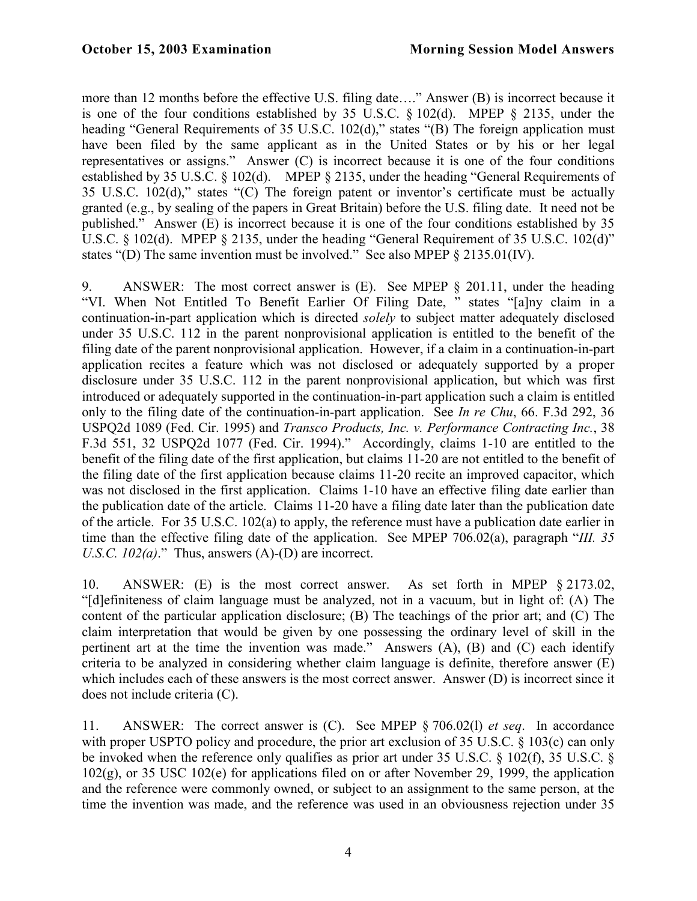more than 12 months before the effective U.S. filing date…." Answer (B) is incorrect because it is one of the four conditions established by 35 U.S.C. § 102(d). MPEP § 2135, under the heading "General Requirements of 35 U.S.C. 102(d)," states "(B) The foreign application must have been filed by the same applicant as in the United States or by his or her legal representatives or assigns." Answer (C) is incorrect because it is one of the four conditions established by 35 U.S.C. § 102(d). MPEP § 2135, under the heading "General Requirements of 35 U.S.C. 102(d)," states "(C) The foreign patent or inventor's certificate must be actually granted (e.g., by sealing of the papers in Great Britain) before the U.S. filing date. It need not be published." Answer (E) is incorrect because it is one of the four conditions established by 35 U.S.C. § 102(d). MPEP § 2135, under the heading "General Requirement of 35 U.S.C. 102(d)" states "(D) The same invention must be involved." See also MPEP § 2135.01(IV).

9. ANSWER: The most correct answer is (E). See MPEP § 201.11, under the heading "VI. When Not Entitled To Benefit Earlier Of Filing Date, " states "[a]ny claim in a continuation-in-part application which is directed *solely* to subject matter adequately disclosed under 35 U.S.C. 112 in the parent nonprovisional application is entitled to the benefit of the filing date of the parent nonprovisional application. However, if a claim in a continuation-in-part application recites a feature which was not disclosed or adequately supported by a proper disclosure under 35 U.S.C. 112 in the parent nonprovisional application, but which was first introduced or adequately supported in the continuation-in-part application such a claim is entitled only to the filing date of the continuation-in-part application. See *In re Chu*, 66. F.3d 292, 36 USPQ2d 1089 (Fed. Cir. 1995) and *Transco Products, Inc. v. Performance Contracting Inc.*, 38 F.3d 551, 32 USPQ2d 1077 (Fed. Cir. 1994)." Accordingly, claims 1-10 are entitled to the benefit of the filing date of the first application, but claims 11-20 are not entitled to the benefit of the filing date of the first application because claims 11-20 recite an improved capacitor, which was not disclosed in the first application. Claims 1-10 have an effective filing date earlier than the publication date of the article. Claims 11-20 have a filing date later than the publication date of the article. For 35 U.S.C. 102(a) to apply, the reference must have a publication date earlier in time than the effective filing date of the application. See MPEP 706.02(a), paragraph "*III. 35 U.S.C. 102(a)*." Thus, answers (A)-(D) are incorrect.

10. ANSWER: (E) is the most correct answer. As set forth in MPEP § 2173.02, "[d]efiniteness of claim language must be analyzed, not in a vacuum, but in light of: (A) The content of the particular application disclosure; (B) The teachings of the prior art; and (C) The claim interpretation that would be given by one possessing the ordinary level of skill in the pertinent art at the time the invention was made." Answers (A), (B) and (C) each identify criteria to be analyzed in considering whether claim language is definite, therefore answer (E) which includes each of these answers is the most correct answer. Answer (D) is incorrect since it does not include criteria (C).

11. ANSWER: The correct answer is (C). See MPEP § 706.02(l) *et seq*. In accordance with proper USPTO policy and procedure, the prior art exclusion of 35 U.S.C. § 103(c) can only be invoked when the reference only qualifies as prior art under 35 U.S.C. § 102(f), 35 U.S.C. § 102(g), or 35 USC 102(e) for applications filed on or after November 29, 1999, the application and the reference were commonly owned, or subject to an assignment to the same person, at the time the invention was made, and the reference was used in an obviousness rejection under 35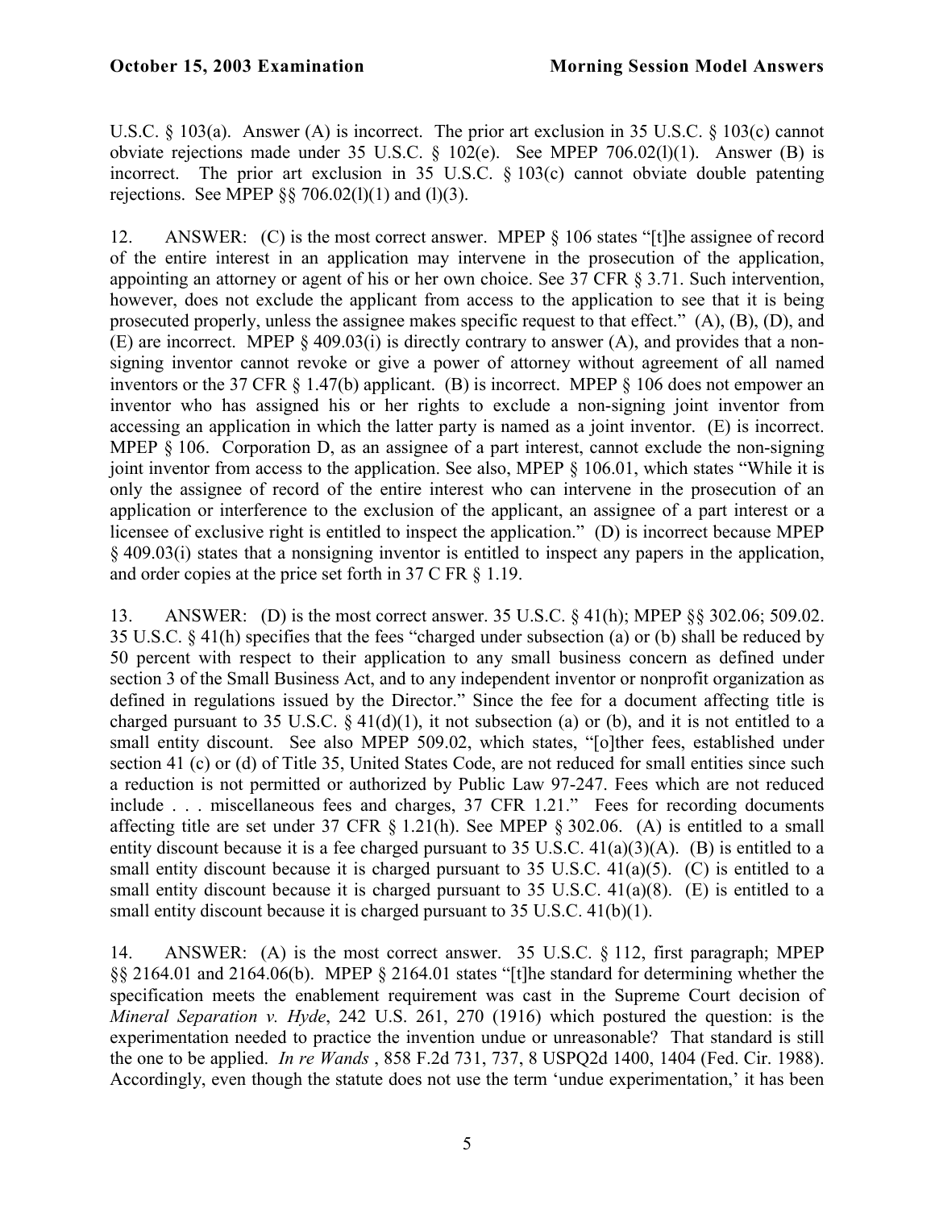U.S.C. § 103(a). Answer (A) is incorrect. The prior art exclusion in 35 U.S.C. § 103(c) cannot obviate rejections made under 35 U.S.C. § 102(e). See MPEP 706.02(l)(1). Answer (B) is incorrect. The prior art exclusion in 35 U.S.C. § 103(c) cannot obviate double patenting rejections. See MPEP §§ 706.02(l)(1) and (l)(3).

12. ANSWER: (C) is the most correct answer. MPEP § 106 states "[t]he assignee of record of the entire interest in an application may intervene in the prosecution of the application, appointing an attorney or agent of his or her own choice. See 37 CFR § 3.71. Such intervention, however, does not exclude the applicant from access to the application to see that it is being prosecuted properly, unless the assignee makes specific request to that effect." (A), (B), (D), and (E) are incorrect. MPEP § 409.03(i) is directly contrary to answer (A), and provides that a non-signing inventor cannot revoke or give a power of attorney without agreement of all named inventors or the 37 CFR § 1.47(b) applicant. (B) is incorrect. MPEP § 106 does not empower an inventor who has assigned his or her rights to exclude a non-signing joint inventor from accessing an application in which the latter party is named as a joint inventor. (E) is incorrect. MPEP § 106. Corporation D, as an assignee of a part interest, cannot exclude the non-signing joint inventor from access to the application. See also, MPEP § 106.01, which states "While it is only the assignee of record of the entire interest who can intervene in the prosecution of an application or interference to the exclusion of the applicant, an assignee of a part interest or a licensee of exclusive right is entitled to inspect the application." (D) is incorrect because MPEP § 409.03(i) states that a nonsigning inventor is entitled to inspect any papers in the application, and order copies at the price set forth in 37 C FR § 1.19.

13. ANSWER: (D) is the most correct answer. 35 U.S.C. § 41(h); MPEP §§ 302.06; 509.02. 35 U.S.C. § 41(h) specifies that the fees "charged under subsection (a) or (b) shall be reduced by 50 percent with respect to their application to any small business concern as defined under section 3 of the Small Business Act, and to any independent inventor or nonprofit organization as defined in regulations issued by the Director." Since the fee for a document affecting title is charged pursuant to 35 U.S.C. § 41(d)(1), it not subsection (a) or (b), and it is not entitled to a small entity discount. See also MPEP 509.02, which states, "[o]ther fees, established under section 41 (c) or (d) of Title 35, United States Code, are not reduced for small entities since such a reduction is not permitted or authorized by Public Law 97-247. Fees which are not reduced include . . . miscellaneous fees and charges, 37 CFR 1.21." Fees for recording documents affecting title are set under 37 CFR § 1.21(h). See MPEP § 302.06. (A) is entitled to a small entity discount because it is a fee charged pursuant to 35 U.S.C. 41(a)(3)(A). (B) is entitled to a small entity discount because it is charged pursuant to 35 U.S.C. 41(a)(5). (C) is entitled to a small entity discount because it is charged pursuant to 35 U.S.C. 41(a)(8). (E) is entitled to a small entity discount because it is charged pursuant to 35 U.S.C. 41(b)(1).

14. ANSWER: (A) is the most correct answer. 35 U.S.C. § 112, first paragraph; MPEP §§ 2164.01 and 2164.06(b). MPEP § 2164.01 states "[t]he standard for determining whether the specification meets the enablement requirement was cast in the Supreme Court decision of *Mineral Separation v. Hyde*, 242 U.S. 261, 270 (1916) which postured the question: is the experimentation needed to practice the invention undue or unreasonable? That standard is still the one to be applied. *In re Wands* , 858 F.2d 731, 737, 8 USPQ2d 1400, 1404 (Fed. Cir. 1988). Accordingly, even though the statute does not use the term 'undue experimentation,' it has been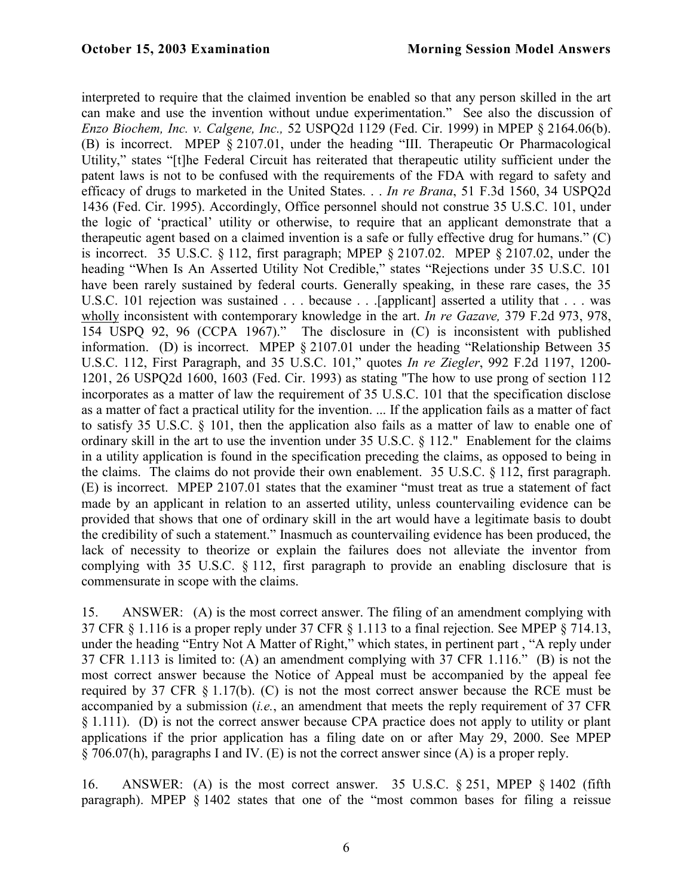interpreted to require that the claimed invention be enabled so that any person skilled in the art can make and use the invention without undue experimentation." See also the discussion of *Enzo Biochem, Inc. v. Calgene, Inc.,* 52 USPQ2d 1129 (Fed. Cir. 1999) in MPEP § 2164.06(b). (B) is incorrect. MPEP § 2107.01, under the heading "III. Therapeutic Or Pharmacological Utility," states "[t]he Federal Circuit has reiterated that therapeutic utility sufficient under the patent laws is not to be confused with the requirements of the FDA with regard to safety and efficacy of drugs to marketed in the United States. . . *In re Brana*, 51 F.3d 1560, 34 USPQ2d 1436 (Fed. Cir. 1995). Accordingly, Office personnel should not construe 35 U.S.C. 101, under the logic of 'practical' utility or otherwise, to require that an applicant demonstrate that a therapeutic agent based on a claimed invention is a safe or fully effective drug for humans." (C) is incorrect. 35 U.S.C. § 112, first paragraph; MPEP § 2107.02. MPEP § 2107.02, under the heading "When Is An Asserted Utility Not Credible," states "Rejections under 35 U.S.C. 101 have been rarely sustained by federal courts. Generally speaking, in these rare cases, the 35 U.S.C. 101 rejection was sustained . . . because . . .[applicant] asserted a utility that . . . was <u>wholly</u> inconsistent with contemporary knowledge in the art. *In re Gazave,* 379 F.2d 973, 978, 154 USPQ 92, 96 (CCPA 1967)." The disclosure in (C) is inconsistent with published information. (D) is incorrect. MPEP § 2107.01 under the heading "Relationship Between 35 U.S.C. 112, First Paragraph, and 35 U.S.C. 101," quotes *In re Ziegler*, 992 F.2d 1197, 1200-1201, 26 USPQ2d 1600, 1603 (Fed. Cir. 1993) as stating "The how to use prong of section 112 incorporates as a matter of law the requirement of 35 U.S.C. 101 that the specification disclose as a matter of fact a practical utility for the invention. ... If the application fails as a matter of fact to satisfy 35 U.S.C. § 101, then the application also fails as a matter of law to enable one of ordinary skill in the art to use the invention under 35 U.S.C. § 112." Enablement for the claims in a utility application is found in the specification preceding the claims, as opposed to being in the claims. The claims do not provide their own enablement. 35 U.S.C. § 112, first paragraph. (E) is incorrect. MPEP 2107.01 states that the examiner "must treat as true a statement of fact made by an applicant in relation to an asserted utility, unless countervailing evidence can be provided that shows that one of ordinary skill in the art would have a legitimate basis to doubt the credibility of such a statement." Inasmuch as countervailing evidence has been produced, the lack of necessity to theorize or explain the failures does not alleviate the inventor from complying with 35 U.S.C. § 112, first paragraph to provide an enabling disclosure that is commensurate in scope with the claims.

15. ANSWER: (A) is the most correct answer. The filing of an amendment complying with 37 CFR § 1.116 is a proper reply under 37 CFR § 1.113 to a final rejection. See MPEP § 714.13, under the heading "Entry Not A Matter of Right," which states, in pertinent part , "A reply under 37 CFR 1.113 is limited to: (A) an amendment complying with 37 CFR 1.116." (B) is not the most correct answer because the Notice of Appeal must be accompanied by the appeal fee required by 37 CFR § 1.17(b). (C) is not the most correct answer because the RCE must be accompanied by a submission (*i.e.*, an amendment that meets the reply requirement of 37 CFR § 1.111). (D) is not the correct answer because CPA practice does not apply to utility or plant applications if the prior application has a filing date on or after May 29, 2000. See MPEP § 706.07(h), paragraphs I and IV. (E) is not the correct answer since (A) is a proper reply.

16. ANSWER: (A) is the most correct answer. 35 U.S.C. § 251, MPEP § 1402 (fifth paragraph). MPEP § 1402 states that one of the "most common bases for filing a reissue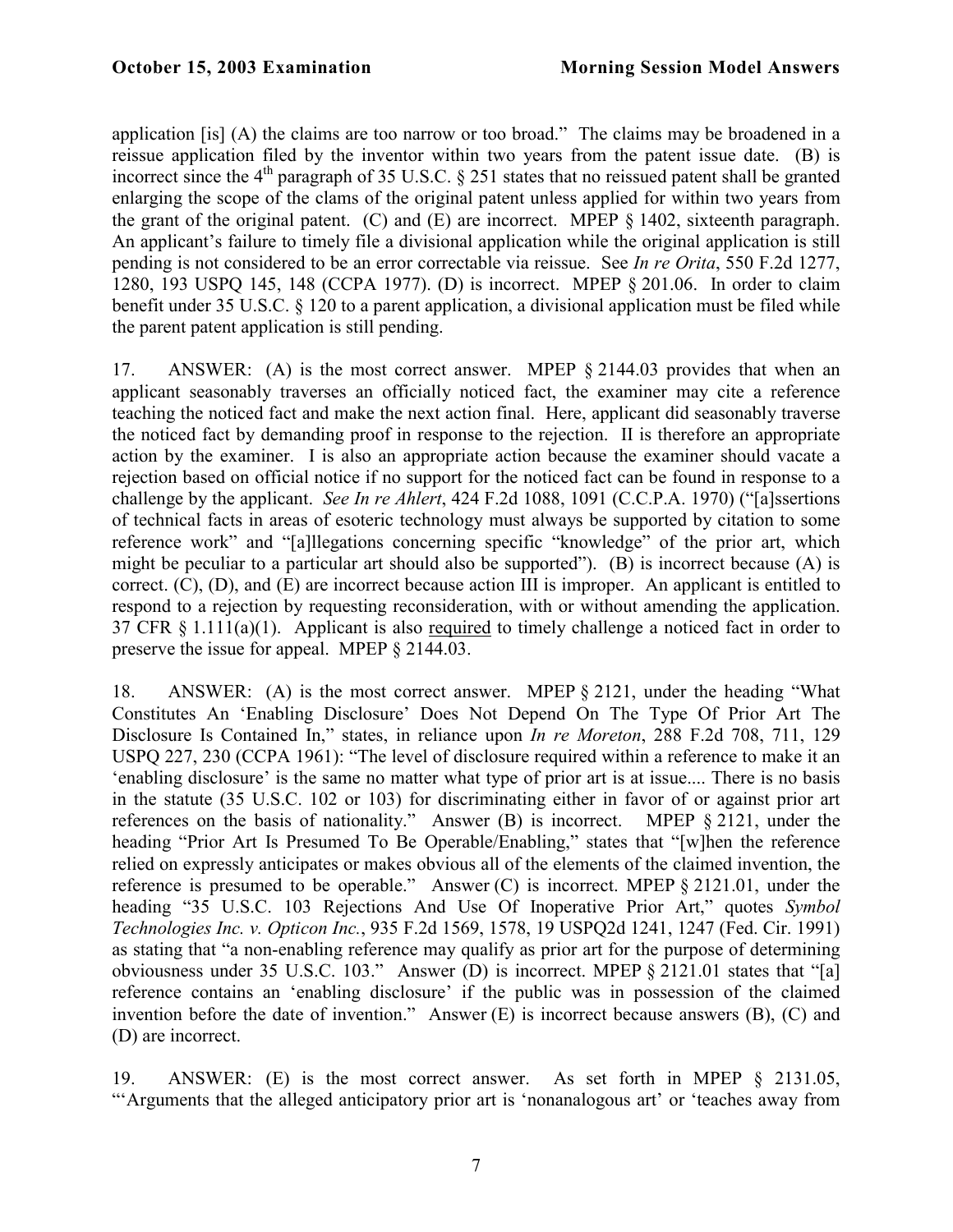application [is] (A) the claims are too narrow or too broad." The claims may be broadened in a reissue application filed by the inventor within two years from the patent issue date. (B) is incorrect since the 4th paragraph of 35 U.S.C. § 251 states that no reissued patent shall be granted enlarging the scope of the clams of the original patent unless applied for within two years from the grant of the original patent. (C) and (E) are incorrect. MPEP § 1402, sixteenth paragraph. An applicant's failure to timely file a divisional application while the original application is still pending is not considered to be an error correctable via reissue. See *In re Orita*, 550 F.2d 1277, 1280, 193 USPQ 145, 148 (CCPA 1977). (D) is incorrect. MPEP § 201.06. In order to claim benefit under 35 U.S.C. § 120 to a parent application, a divisional application must be filed while the parent patent application is still pending.

17. ANSWER: (A) is the most correct answer. MPEP § 2144.03 provides that when an applicant seasonably traverses an officially noticed fact, the examiner may cite a reference teaching the noticed fact and make the next action final. Here, applicant did seasonably traverse the noticed fact by demanding proof in response to the rejection. II is therefore an appropriate action by the examiner. I is also an appropriate action because the examiner should vacate a rejection based on official notice if no support for the noticed fact can be found in response to a challenge by the applicant. *See In re Ahlert*, 424 F.2d 1088, 1091 (C.C.P.A. 1970) ("[a]ssertions of technical facts in areas of esoteric technology must always be supported by citation to some reference work" and "[a]llegations concerning specific "knowledge" of the prior art, which might be peculiar to a particular art should also be supported"). (B) is incorrect because (A) is correct. (C), (D), and (E) are incorrect because action III is improper. An applicant is entitled to respond to a rejection by requesting reconsideration, with or without amending the application. 37 CFR § 1.111(a)(1). Applicant is also required to timely challenge a noticed fact in order to preserve the issue for appeal. MPEP § 2144.03.

18. ANSWER: (A) is the most correct answer. MPEP § 2121, under the heading "What Constitutes An 'Enabling Disclosure' Does Not Depend On The Type Of Prior Art The Disclosure Is Contained In," states, in reliance upon *In re Moreton*, 288 F.2d 708, 711, 129 USPQ 227, 230 (CCPA 1961): "The level of disclosure required within a reference to make it an 'enabling disclosure' is the same no matter what type of prior art is at issue.... There is no basis in the statute (35 U.S.C. 102 or 103) for discriminating either in favor of or against prior art references on the basis of nationality." Answer (B) is incorrect. MPEP § 2121, under the heading "Prior Art Is Presumed To Be Operable/Enabling," states that "[w]hen the reference relied on expressly anticipates or makes obvious all of the elements of the claimed invention, the reference is presumed to be operable." Answer (C) is incorrect. MPEP § 2121.01, under the heading "35 U.S.C. 103 Rejections And Use Of Inoperative Prior Art," quotes *Symbol Technologies Inc. v. Opticon Inc.*, 935 F.2d 1569, 1578, 19 USPQ2d 1241, 1247 (Fed. Cir. 1991) as stating that "a non-enabling reference may qualify as prior art for the purpose of determining obviousness under 35 U.S.C. 103." Answer (D) is incorrect. MPEP § 2121.01 states that "[a] reference contains an 'enabling disclosure' if the public was in possession of the claimed invention before the date of invention." Answer (E) is incorrect because answers (B), (C) and (D) are incorrect.

19. ANSWER: (E) is the most correct answer. As set forth in MPEP § 2131.05, "'Arguments that the alleged anticipatory prior art is 'nonanalogous art' or 'teaches away from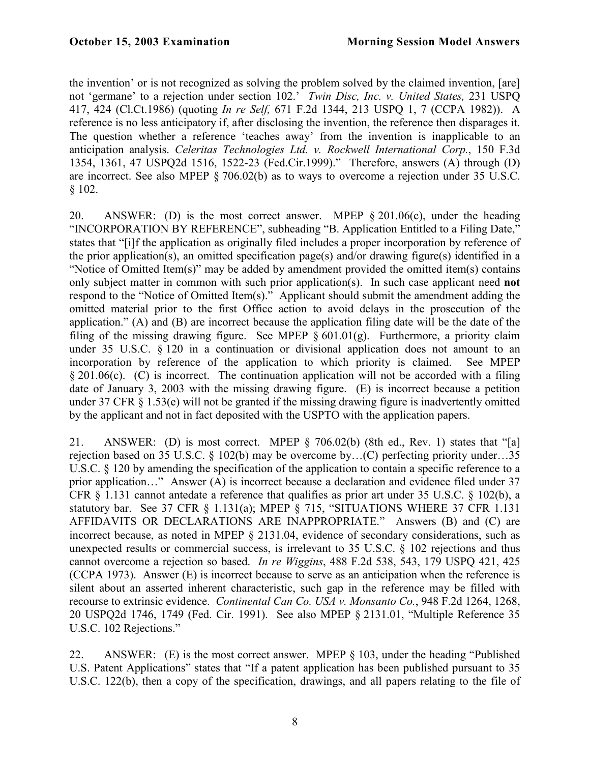the invention' or is not recognized as solving the problem solved by the claimed invention, [are] not 'germane' to a rejection under section 102.' *Twin Disc, Inc. v. United States,* 231 USPQ 417, 424 (Cl.Ct.1986) (quoting *In re Self,* 671 F.2d 1344, 213 USPQ 1, 7 (CCPA 1982)). A reference is no less anticipatory if, after disclosing the invention, the reference then disparages it. The question whether a reference 'teaches away' from the invention is inapplicable to an anticipation analysis. *Celeritas Technologies Ltd. v. Rockwell International Corp.*, 150 F.3d 1354, 1361, 47 USPQ2d 1516, 1522-23 (Fed.Cir.1999)." Therefore, answers (A) through (D) are incorrect. See also MPEP § 706.02(b) as to ways to overcome a rejection under 35 U.S.C. § 102.

20. ANSWER: (D) is the most correct answer. MPEP § 201.06(c), under the heading "INCORPORATION BY REFERENCE", subheading "B. Application Entitled to a Filing Date," states that "[i]f the application as originally filed includes a proper incorporation by reference of the prior application(s), an omitted specification page(s) and/or drawing figure(s) identified in a "Notice of Omitted Item(s)" may be added by amendment provided the omitted item(s) contains only subject matter in common with such prior application(s). In such case applicant need **not** respond to the "Notice of Omitted Item(s)." Applicant should submit the amendment adding the omitted material prior to the first Office action to avoid delays in the prosecution of the application." (A) and (B) are incorrect because the application filing date will be the date of the filing of the missing drawing figure. See MPEP § 601.01(g). Furthermore, a priority claim under 35 U.S.C. § 120 in a continuation or divisional application does not amount to an incorporation by reference of the application to which priority is claimed. See MPEP § 201.06(c). (C) is incorrect. The continuation application will not be accorded with a filing date of January 3, 2003 with the missing drawing figure. (E) is incorrect because a petition under 37 CFR § 1.53(e) will not be granted if the missing drawing figure is inadvertently omitted by the applicant and not in fact deposited with the USPTO with the application papers.

21. ANSWER: (D) is most correct. MPEP § 706.02(b) (8th ed., Rev. 1) states that "[a] rejection based on 35 U.S.C. § 102(b) may be overcome by…(C) perfecting priority under…35 U.S.C. § 120 by amending the specification of the application to contain a specific reference to a prior application…" Answer (A) is incorrect because a declaration and evidence filed under 37 CFR § 1.131 cannot antedate a reference that qualifies as prior art under 35 U.S.C. § 102(b), a statutory bar. See 37 CFR § 1.131(a); MPEP § 715, "SITUATIONS WHERE 37 CFR 1.131 AFFIDAVITS OR DECLARATIONS ARE INAPPROPRIATE." Answers (B) and (C) are incorrect because, as noted in MPEP § 2131.04, evidence of secondary considerations, such as unexpected results or commercial success, is irrelevant to 35 U.S.C. § 102 rejections and thus cannot overcome a rejection so based. *In re Wiggins*, 488 F.2d 538, 543, 179 USPQ 421, 425 (CCPA 1973). Answer (E) is incorrect because to serve as an anticipation when the reference is silent about an asserted inherent characteristic, such gap in the reference may be filled with recourse to extrinsic evidence. *Continental Can Co. USA v. Monsanto Co.*, 948 F.2d 1264, 1268, 20 USPQ2d 1746, 1749 (Fed. Cir. 1991). See also MPEP § 2131.01, "Multiple Reference 35 U.S.C. 102 Rejections."

22. ANSWER: (E) is the most correct answer. MPEP § 103, under the heading "Published U.S. Patent Applications" states that "If a patent application has been published pursuant to 35 U.S.C. 122(b), then a copy of the specification, drawings, and all papers relating to the file of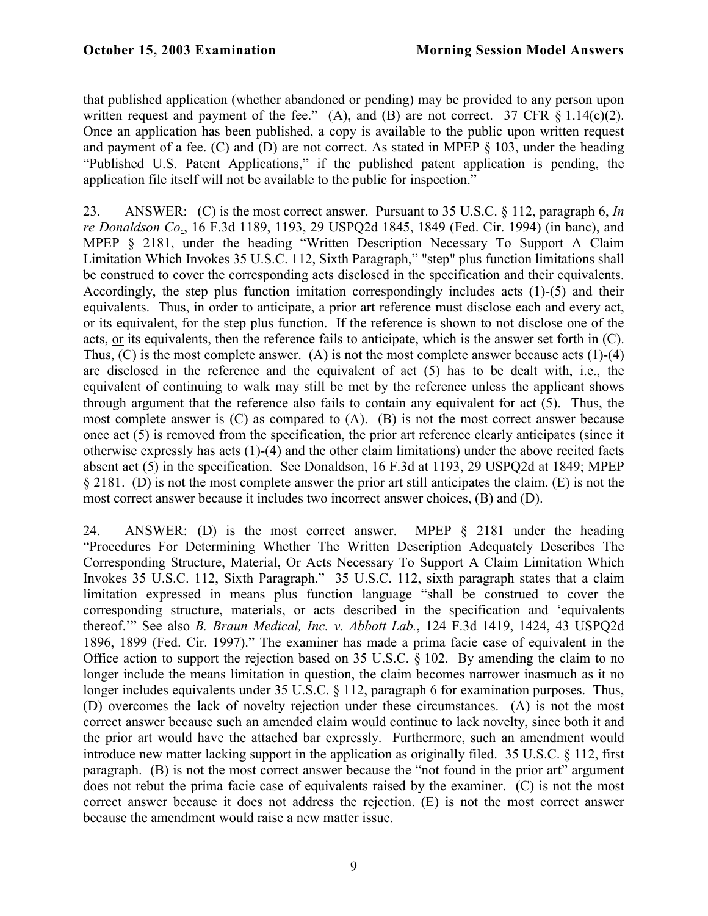that published application (whether abandoned or pending) may be provided to any person upon written request and payment of the fee." (A), and (B) are not correct. 37 CFR § 1.14(c)(2). Once an application has been published, a copy is available to the public upon written request and payment of a fee. (C) and (D) are not correct. As stated in MPEP § 103, under the heading "Published U.S. Patent Applications," if the published patent application is pending, the application file itself will not be available to the public for inspection."

23. ANSWER: (C) is the most correct answer. Pursuant to 35 U.S.C. § 112, paragraph 6, *In re Donaldson Co*., 16 F.3d 1189, 1193, 29 USPQ2d 1845, 1849 (Fed. Cir. 1994) (in banc), and MPEP § 2181, under the heading "Written Description Necessary To Support A Claim Limitation Which Invokes 35 U.S.C. 112, Sixth Paragraph," "step" plus function limitations shall be construed to cover the corresponding acts disclosed in the specification and their equivalents. Accordingly, the step plus function imitation correspondingly includes acts (1)-(5) and their equivalents. Thus, in order to anticipate, a prior art reference must disclose each and every act, or its equivalent, for the step plus function. If the reference is shown to not disclose one of the acts, <u>or</u> its equivalents, then the reference fails to anticipate, which is the answer set forth in (C). Thus, (C) is the most complete answer. (A) is not the most complete answer because acts (1)-(4) are disclosed in the reference and the equivalent of act (5) has to be dealt with, i.e., the equivalent of continuing to walk may still be met by the reference unless the applicant shows through argument that the reference also fails to contain any equivalent for act (5). Thus, the most complete answer is (C) as compared to (A). (B) is not the most correct answer because once act (5) is removed from the specification, the prior art reference clearly anticipates (since it otherwise expressly has acts (1)-(4) and the other claim limitations) under the above recited facts absent act (5) in the specification. <u>See</u> <u>Donaldson</u>, 16 F.3d at 1193, 29 USPQ2d at 1849; MPEP § 2181. (D) is not the most complete answer the prior art still anticipates the claim. (E) is not the most correct answer because it includes two incorrect answer choices, (B) and (D).

24. ANSWER: (D) is the most correct answer. MPEP § 2181 under the heading "Procedures For Determining Whether The Written Description Adequately Describes The Corresponding Structure, Material, Or Acts Necessary To Support A Claim Limitation Which Invokes 35 U.S.C. 112, Sixth Paragraph." 35 U.S.C. 112, sixth paragraph states that a claim limitation expressed in means plus function language "shall be construed to cover the corresponding structure, materials, or acts described in the specification and 'equivalents thereof.'" See also *B. Braun Medical, Inc. v. Abbott Lab.*, 124 F.3d 1419, 1424, 43 USPQ2d 1896, 1899 (Fed. Cir. 1997)." The examiner has made a prima facie case of equivalent in the Office action to support the rejection based on 35 U.S.C. § 102. By amending the claim to no longer include the means limitation in question, the claim becomes narrower inasmuch as it no longer includes equivalents under 35 U.S.C. § 112, paragraph 6 for examination purposes. Thus, (D) overcomes the lack of novelty rejection under these circumstances. (A) is not the most correct answer because such an amended claim would continue to lack novelty, since both it and the prior art would have the attached bar expressly. Furthermore, such an amendment would introduce new matter lacking support in the application as originally filed. 35 U.S.C. § 112, first paragraph. (B) is not the most correct answer because the "not found in the prior art" argument does not rebut the prima facie case of equivalents raised by the examiner. (C) is not the most correct answer because it does not address the rejection. (E) is not the most correct answer because the amendment would raise a new matter issue.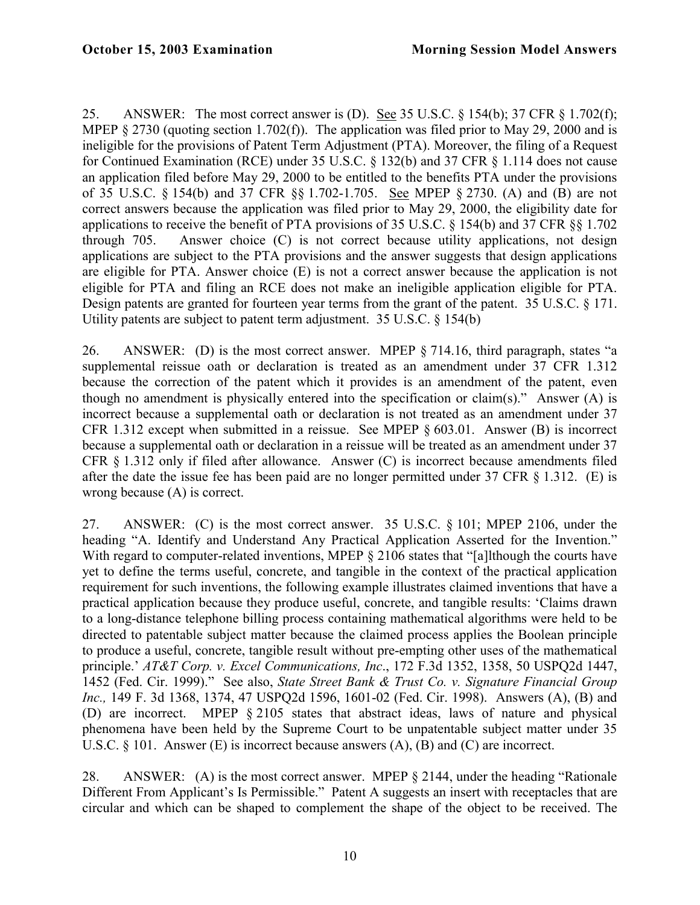25. ANSWER: The most correct answer is (D). See 35 U.S.C. § 154(b); 37 CFR § 1.702(f); MPEP § 2730 (quoting section 1.702(f)). The application was filed prior to May 29, 2000 and is ineligible for the provisions of Patent Term Adjustment (PTA). Moreover, the filing of a Request for Continued Examination (RCE) under 35 U.S.C. § 132(b) and 37 CFR § 1.114 does not cause an application filed before May 29, 2000 to be entitled to the benefits PTA under the provisions of 35 U.S.C. § 154(b) and 37 CFR §§ 1.702-1.705. See MPEP § 2730. (A) and (B) are not correct answers because the application was filed prior to May 29, 2000, the eligibility date for applications to receive the benefit of PTA provisions of 35 U.S.C. § 154(b) and 37 CFR §§ 1.702 through 705. Answer choice (C) is not correct because utility applications, not design applications are subject to the PTA provisions and the answer suggests that design applications are eligible for PTA. Answer choice (E) is not a correct answer because the application is not eligible for PTA and filing an RCE does not make an ineligible application eligible for PTA. Design patents are granted for fourteen year terms from the grant of the patent. 35 U.S.C. § 171. Utility patents are subject to patent term adjustment. 35 U.S.C. § 154(b)

26. ANSWER: (D) is the most correct answer. MPEP § 714.16, third paragraph, states "a supplemental reissue oath or declaration is treated as an amendment under 37 CFR 1.312 because the correction of the patent which it provides is an amendment of the patent, even though no amendment is physically entered into the specification or claim(s)." Answer (A) is incorrect because a supplemental oath or declaration is not treated as an amendment under 37 CFR 1.312 except when submitted in a reissue. See MPEP § 603.01. Answer (B) is incorrect because a supplemental oath or declaration in a reissue will be treated as an amendment under 37 CFR § 1.312 only if filed after allowance. Answer (C) is incorrect because amendments filed after the date the issue fee has been paid are no longer permitted under 37 CFR § 1.312. (E) is wrong because (A) is correct.

27. ANSWER: (C) is the most correct answer. 35 U.S.C. § 101; MPEP 2106, under the heading "A. Identify and Understand Any Practical Application Asserted for the Invention." With regard to computer-related inventions, MPEP § 2106 states that "[a]lthough the courts have yet to define the terms useful, concrete, and tangible in the context of the practical application requirement for such inventions, the following example illustrates claimed inventions that have a practical application because they produce useful, concrete, and tangible results: 'Claims drawn to a long-distance telephone billing process containing mathematical algorithms were held to be directed to patentable subject matter because the claimed process applies the Boolean principle to produce a useful, concrete, tangible result without pre-empting other uses of the mathematical principle.' *AT&T Corp. v. Excel Communications, Inc*., 172 F.3d 1352, 1358, 50 USPQ2d 1447, 1452 (Fed. Cir. 1999)." See also, *State Street Bank & Trust Co. v. Signature Financial Group Inc.,* 149 F. 3d 1368, 1374, 47 USPQ2d 1596, 1601-02 (Fed. Cir. 1998). Answers (A), (B) and (D) are incorrect. MPEP § 2105 states that abstract ideas, laws of nature and physical phenomena have been held by the Supreme Court to be unpatentable subject matter under 35 U.S.C. § 101. Answer (E) is incorrect because answers (A), (B) and (C) are incorrect.

28. ANSWER: (A) is the most correct answer. MPEP § 2144, under the heading "Rationale Different From Applicant's Is Permissible." Patent A suggests an insert with receptacles that are circular and which can be shaped to complement the shape of the object to be received. The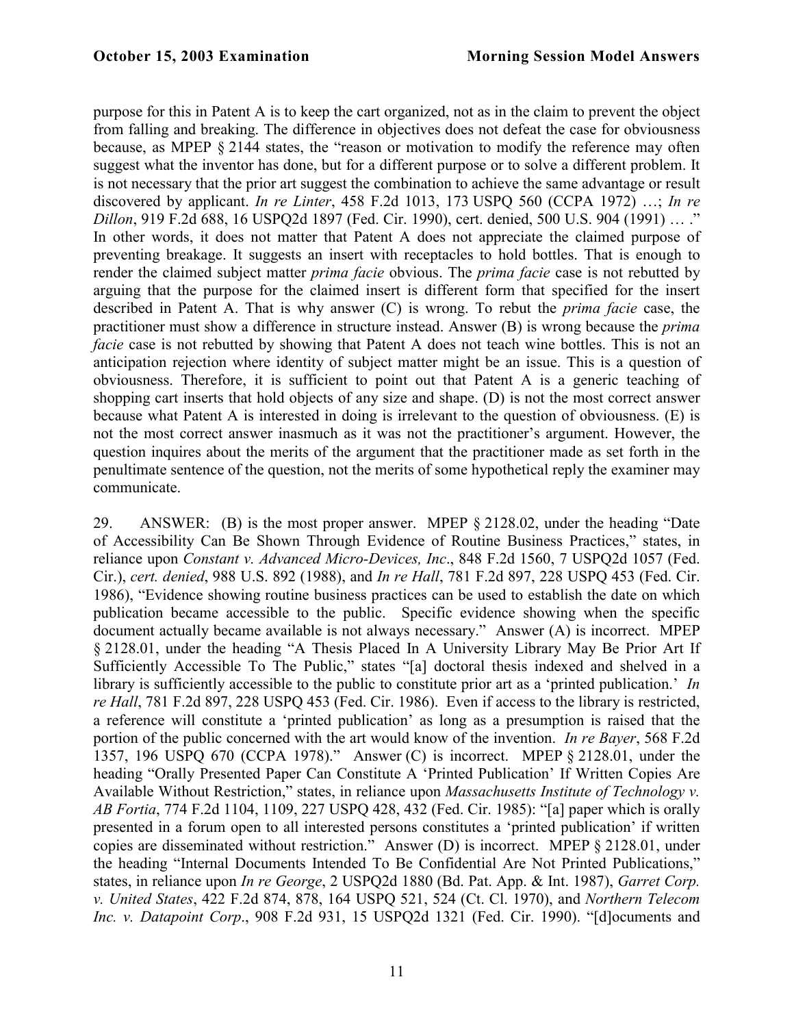purpose for this in Patent A is to keep the cart organized, not as in the claim to prevent the object from falling and breaking. The difference in objectives does not defeat the case for obviousness because, as MPEP § 2144 states, the "reason or motivation to modify the reference may often suggest what the inventor has done, but for a different purpose or to solve a different problem. It is not necessary that the prior art suggest the combination to achieve the same advantage or result discovered by applicant. *In re Linter*, 458 F.2d 1013, 173 USPQ 560 (CCPA 1972) …; *In re Dillon*, 919 F.2d 688, 16 USPQ2d 1897 (Fed. Cir. 1990), cert. denied, 500 U.S. 904 (1991) … ." In other words, it does not matter that Patent A does not appreciate the claimed purpose of preventing breakage. It suggests an insert with receptacles to hold bottles. That is enough to render the claimed subject matter *prima facie* obvious. The *prima facie* case is not rebutted by arguing that the purpose for the claimed insert is different form that specified for the insert described in Patent A. That is why answer (C) is wrong. To rebut the *prima facie* case, the practitioner must show a difference in structure instead. Answer (B) is wrong because the *prima facie* case is not rebutted by showing that Patent A does not teach wine bottles. This is not an anticipation rejection where identity of subject matter might be an issue. This is a question of obviousness. Therefore, it is sufficient to point out that Patent A is a generic teaching of shopping cart inserts that hold objects of any size and shape. (D) is not the most correct answer because what Patent A is interested in doing is irrelevant to the question of obviousness. (E) is not the most correct answer inasmuch as it was not the practitioner's argument. However, the question inquires about the merits of the argument that the practitioner made as set forth in the penultimate sentence of the question, not the merits of some hypothetical reply the examiner may communicate.

29. ANSWER: (B) is the most proper answer. MPEP § 2128.02, under the heading "Date of Accessibility Can Be Shown Through Evidence of Routine Business Practices," states, in reliance upon *Constant v. Advanced Micro-Devices, Inc*., 848 F.2d 1560, 7 USPQ2d 1057 (Fed. Cir.), *cert. denied*, 988 U.S. 892 (1988), and *In re Hall*, 781 F.2d 897, 228 USPQ 453 (Fed. Cir. 1986), "Evidence showing routine business practices can be used to establish the date on which publication became accessible to the public. Specific evidence showing when the specific document actually became available is not always necessary." Answer (A) is incorrect. MPEP § 2128.01, under the heading "A Thesis Placed In A University Library May Be Prior Art If Sufficiently Accessible To The Public," states "[a] doctoral thesis indexed and shelved in a library is sufficiently accessible to the public to constitute prior art as a 'printed publication.' *In re Hall*, 781 F.2d 897, 228 USPQ 453 (Fed. Cir. 1986). Even if access to the library is restricted, a reference will constitute a 'printed publication' as long as a presumption is raised that the portion of the public concerned with the art would know of the invention. *In re Bayer*, 568 F.2d 1357, 196 USPQ 670 (CCPA 1978)." Answer (C) is incorrect. MPEP § 2128.01, under the heading "Orally Presented Paper Can Constitute A 'Printed Publication' If Written Copies Are Available Without Restriction," states, in reliance upon *Massachusetts Institute of Technology v. AB Fortia*, 774 F.2d 1104, 1109, 227 USPQ 428, 432 (Fed. Cir. 1985): "[a] paper which is orally presented in a forum open to all interested persons constitutes a 'printed publication' if written copies are disseminated without restriction." Answer (D) is incorrect. MPEP § 2128.01, under the heading "Internal Documents Intended To Be Confidential Are Not Printed Publications," states, in reliance upon *In re George*, 2 USPQ2d 1880 (Bd. Pat. App. & Int. 1987), *Garret Corp. v. United States*, 422 F.2d 874, 878, 164 USPQ 521, 524 (Ct. Cl. 1970), and *Northern Telecom Inc. v. Datapoint Corp*., 908 F.2d 931, 15 USPQ2d 1321 (Fed. Cir. 1990). "[d]ocuments and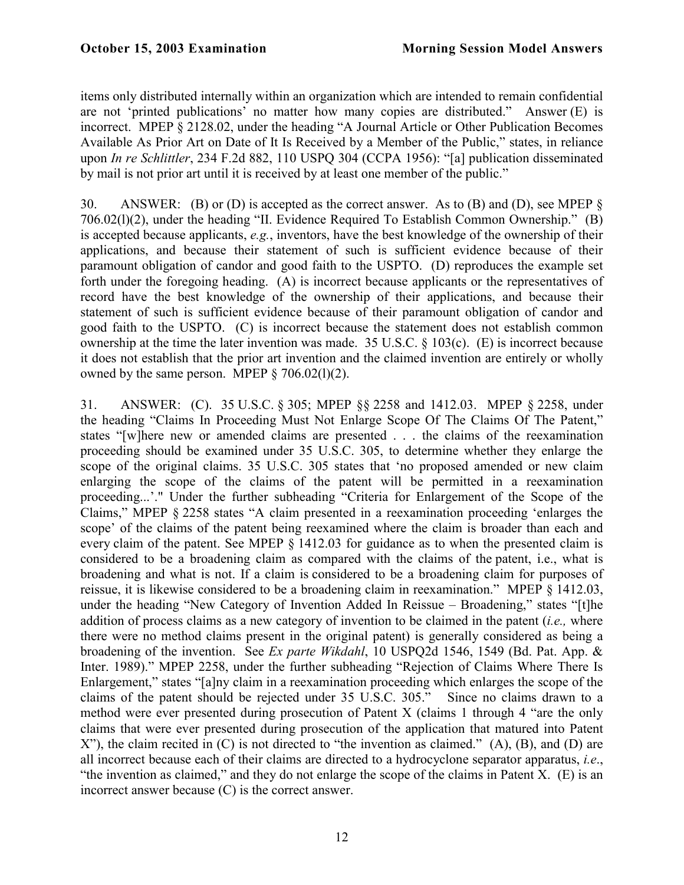items only distributed internally within an organization which are intended to remain confidential are not 'printed publications' no matter how many copies are distributed." Answer (E) is incorrect. MPEP § 2128.02, under the heading "A Journal Article or Other Publication Becomes Available As Prior Art on Date of It Is Received by a Member of the Public," states, in reliance upon *In re Schlittler*, 234 F.2d 882, 110 USPQ 304 (CCPA 1956): "[a] publication disseminated by mail is not prior art until it is received by at least one member of the public."

30. ANSWER: (B) or (D) is accepted as the correct answer. As to (B) and (D), see MPEP § 706.02(l)(2), under the heading "II. Evidence Required To Establish Common Ownership." (B) is accepted because applicants, *e.g.*, inventors, have the best knowledge of the ownership of their applications, and because their statement of such is sufficient evidence because of their paramount obligation of candor and good faith to the USPTO. (D) reproduces the example set forth under the foregoing heading. (A) is incorrect because applicants or the representatives of record have the best knowledge of the ownership of their applications, and because their statement of such is sufficient evidence because of their paramount obligation of candor and good faith to the USPTO. (C) is incorrect because the statement does not establish common ownership at the time the later invention was made. 35 U.S.C. § 103(c). (E) is incorrect because it does not establish that the prior art invention and the claimed invention are entirely or wholly owned by the same person. MPEP § 706.02(l)(2).

31. ANSWER: (C). 35 U.S.C. § 305; MPEP §§ 2258 and 1412.03. MPEP § 2258, under the heading "Claims In Proceeding Must Not Enlarge Scope Of The Claims Of The Patent," states "[w]here new or amended claims are presented . . . the claims of the reexamination proceeding should be examined under 35 U.S.C. 305, to determine whether they enlarge the scope of the original claims. 35 U.S.C. 305 states that 'no proposed amended or new claim enlarging the scope of the claims of the patent will be permitted in a reexamination proceeding...'." Under the further subheading "Criteria for Enlargement of the Scope of the Claims," MPEP § 2258 states "A claim presented in a reexamination proceeding 'enlarges the scope' of the claims of the patent being reexamined where the claim is broader than each and every claim of the patent. See MPEP § 1412.03 for guidance as to when the presented claim is considered to be a broadening claim as compared with the claims of the patent, i.e., what is broadening and what is not. If a claim is considered to be a broadening claim for purposes of reissue, it is likewise considered to be a broadening claim in reexamination." MPEP § 1412.03, under the heading "New Category of Invention Added In Reissue – Broadening," states "[t]he addition of process claims as a new category of invention to be claimed in the patent (*i.e.,* where there were no method claims present in the original patent) is generally considered as being a broadening of the invention. See *Ex parte Wikdahl*, 10 USPQ2d 1546, 1549 (Bd. Pat. App. & Inter. 1989)." MPEP 2258, under the further subheading "Rejection of Claims Where There Is Enlargement," states "[a]ny claim in a reexamination proceeding which enlarges the scope of the claims of the patent should be rejected under 35 U.S.C. 305." Since no claims drawn to a method were ever presented during prosecution of Patent X (claims 1 through 4 "are the only claims that were ever presented during prosecution of the application that matured into Patent X"), the claim recited in (C) is not directed to "the invention as claimed." (A), (B), and (D) are all incorrect because each of their claims are directed to a hydrocyclone separator apparatus, *i.e*., "the invention as claimed," and they do not enlarge the scope of the claims in Patent X. (E) is an incorrect answer because (C) is the correct answer.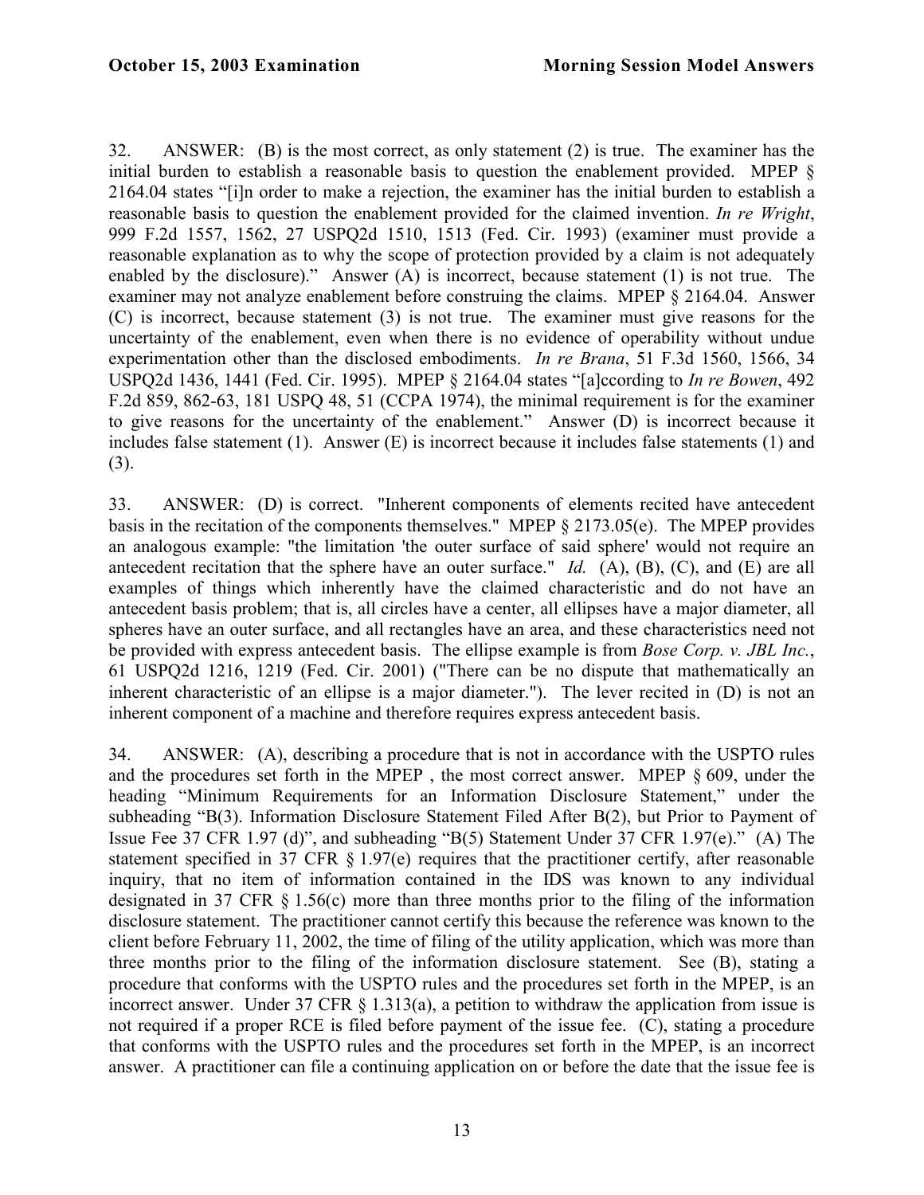32. ANSWER: (B) is the most correct, as only statement (2) is true. The examiner has the initial burden to establish a reasonable basis to question the enablement provided. MPEP § 2164.04 states "[i]n order to make a rejection, the examiner has the initial burden to establish a reasonable basis to question the enablement provided for the claimed invention. *In re Wright*, 999 F.2d 1557, 1562, 27 USPQ2d 1510, 1513 (Fed. Cir. 1993) (examiner must provide a reasonable explanation as to why the scope of protection provided by a claim is not adequately enabled by the disclosure)." Answer (A) is incorrect, because statement (1) is not true. The examiner may not analyze enablement before construing the claims. MPEP § 2164.04. Answer (C) is incorrect, because statement (3) is not true. The examiner must give reasons for the uncertainty of the enablement, even when there is no evidence of operability without undue experimentation other than the disclosed embodiments. *In re Brana*, 51 F.3d 1560, 1566, 34 USPQ2d 1436, 1441 (Fed. Cir. 1995). MPEP § 2164.04 states "[a]ccording to *In re Bowen*, 492 F.2d 859, 862-63, 181 USPQ 48, 51 (CCPA 1974), the minimal requirement is for the examiner to give reasons for the uncertainty of the enablement." Answer (D) is incorrect because it includes false statement (1). Answer (E) is incorrect because it includes false statements (1) and (3).

33. ANSWER: (D) is correct. "Inherent components of elements recited have antecedent basis in the recitation of the components themselves." MPEP § 2173.05(e). The MPEP provides an analogous example: "the limitation 'the outer surface of said sphere' would not require an antecedent recitation that the sphere have an outer surface." *Id.* (A), (B), (C), and (E) are all examples of things which inherently have the claimed characteristic and do not have an antecedent basis problem; that is, all circles have a center, all ellipses have a major diameter, all spheres have an outer surface, and all rectangles have an area, and these characteristics need not be provided with express antecedent basis. The ellipse example is from *Bose Corp. v. JBL Inc.*, 61 USPQ2d 1216, 1219 (Fed. Cir. 2001) ("There can be no dispute that mathematically an inherent characteristic of an ellipse is a major diameter."). The lever recited in (D) is not an inherent component of a machine and therefore requires express antecedent basis.

34. ANSWER: (A), describing a procedure that is not in accordance with the USPTO rules and the procedures set forth in the MPEP , the most correct answer. MPEP § 609, under the heading "Minimum Requirements for an Information Disclosure Statement," under the subheading "B(3). Information Disclosure Statement Filed After B(2), but Prior to Payment of Issue Fee 37 CFR 1.97 (d)", and subheading "B(5) Statement Under 37 CFR 1.97(e)." (A) The statement specified in 37 CFR § 1.97(e) requires that the practitioner certify, after reasonable inquiry, that no item of information contained in the IDS was known to any individual designated in 37 CFR § 1.56(c) more than three months prior to the filing of the information disclosure statement. The practitioner cannot certify this because the reference was known to the client before February 11, 2002, the time of filing of the utility application, which was more than three months prior to the filing of the information disclosure statement. See (B), stating a procedure that conforms with the USPTO rules and the procedures set forth in the MPEP, is an incorrect answer. Under 37 CFR § 1.313(a), a petition to withdraw the application from issue is not required if a proper RCE is filed before payment of the issue fee. (C), stating a procedure that conforms with the USPTO rules and the procedures set forth in the MPEP, is an incorrect answer. A practitioner can file a continuing application on or before the date that the issue fee is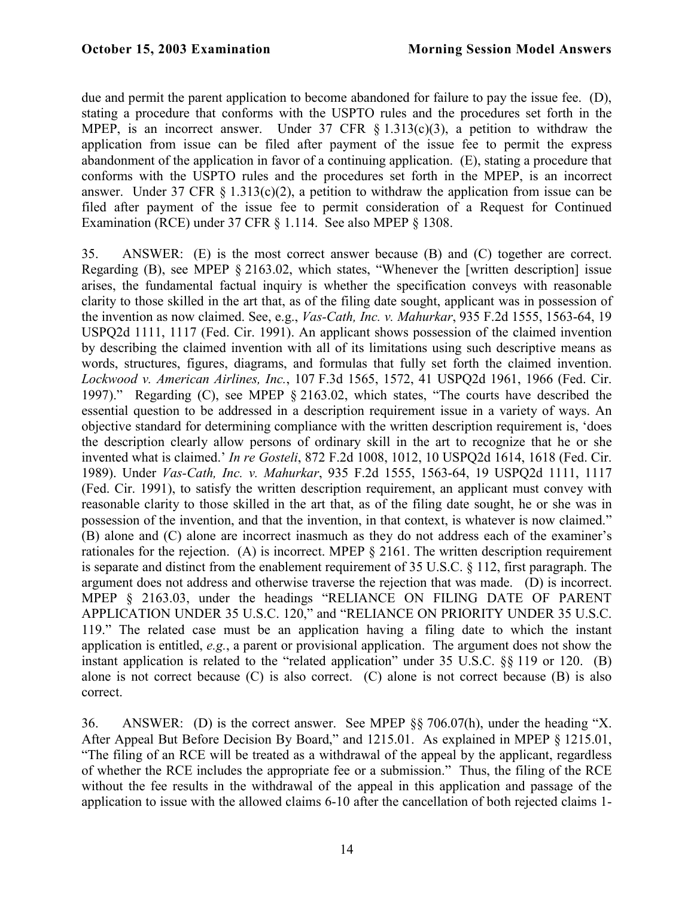due and permit the parent application to become abandoned for failure to pay the issue fee. (D), stating a procedure that conforms with the USPTO rules and the procedures set forth in the MPEP, is an incorrect answer. Under 37 CFR § 1.313(c)(3), a petition to withdraw the application from issue can be filed after payment of the issue fee to permit the express abandonment of the application in favor of a continuing application. (E), stating a procedure that conforms with the USPTO rules and the procedures set forth in the MPEP, is an incorrect answer. Under 37 CFR § 1.313(c)(2), a petition to withdraw the application from issue can be filed after payment of the issue fee to permit consideration of a Request for Continued Examination (RCE) under 37 CFR § 1.114. See also MPEP § 1308.

35. ANSWER: (E) is the most correct answer because (B) and (C) together are correct. Regarding (B), see MPEP § 2163.02, which states, "Whenever the [written description] issue arises, the fundamental factual inquiry is whether the specification conveys with reasonable clarity to those skilled in the art that, as of the filing date sought, applicant was in possession of the invention as now claimed. See, e.g., *Vas-Cath, Inc. v. Mahurkar*, 935 F.2d 1555, 1563-64, 19 USPQ2d 1111, 1117 (Fed. Cir. 1991). An applicant shows possession of the claimed invention by describing the claimed invention with all of its limitations using such descriptive means as words, structures, figures, diagrams, and formulas that fully set forth the claimed invention. *Lockwood v. American Airlines, Inc.*, 107 F.3d 1565, 1572, 41 USPQ2d 1961, 1966 (Fed. Cir. 1997)." Regarding (C), see MPEP § 2163.02, which states, "The courts have described the essential question to be addressed in a description requirement issue in a variety of ways. An objective standard for determining compliance with the written description requirement is, 'does the description clearly allow persons of ordinary skill in the art to recognize that he or she invented what is claimed.' *In re Gosteli*, 872 F.2d 1008, 1012, 10 USPQ2d 1614, 1618 (Fed. Cir. 1989). Under *Vas-Cath, Inc. v. Mahurkar*, 935 F.2d 1555, 1563-64, 19 USPQ2d 1111, 1117 (Fed. Cir. 1991), to satisfy the written description requirement, an applicant must convey with reasonable clarity to those skilled in the art that, as of the filing date sought, he or she was in possession of the invention, and that the invention, in that context, is whatever is now claimed." (B) alone and (C) alone are incorrect inasmuch as they do not address each of the examiner's rationales for the rejection. (A) is incorrect. MPEP § 2161. The written description requirement is separate and distinct from the enablement requirement of 35 U.S.C. § 112, first paragraph. The argument does not address and otherwise traverse the rejection that was made. (D) is incorrect. MPEP § 2163.03, under the headings "RELIANCE ON FILING DATE OF PARENT APPLICATION UNDER 35 U.S.C. 120," and "RELIANCE ON PRIORITY UNDER 35 U.S.C. 119." The related case must be an application having a filing date to which the instant application is entitled, *e.g.*, a parent or provisional application. The argument does not show the instant application is related to the "related application" under 35 U.S.C. §§ 119 or 120. (B) alone is not correct because (C) is also correct. (C) alone is not correct because (B) is also correct.

36. ANSWER: (D) is the correct answer. See MPEP §§ 706.07(h), under the heading "X. After Appeal But Before Decision By Board," and 1215.01. As explained in MPEP § 1215.01, "The filing of an RCE will be treated as a withdrawal of the appeal by the applicant, regardless of whether the RCE includes the appropriate fee or a submission." Thus, the filing of the RCE without the fee results in the withdrawal of the appeal in this application and passage of the application to issue with the allowed claims 6-10 after the cancellation of both rejected claims 1-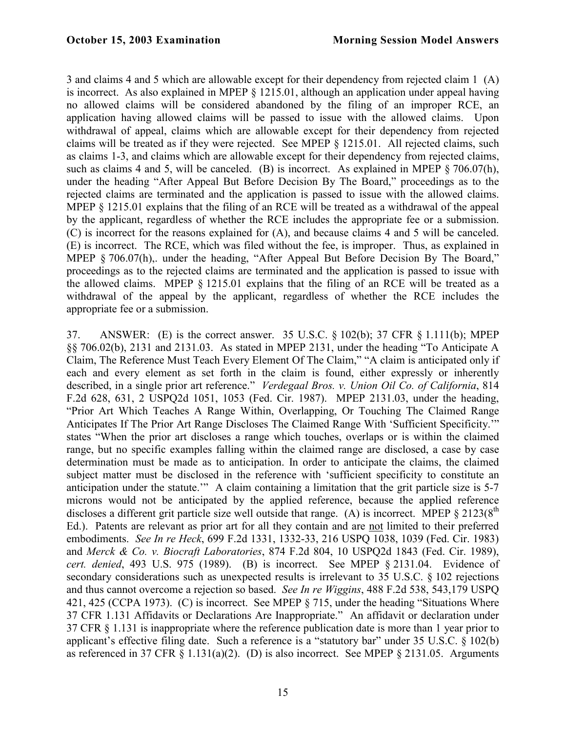3 and claims 4 and 5 which are allowable except for their dependency from rejected claim 1 (A) is incorrect. As also explained in MPEP § 1215.01, although an application under appeal having no allowed claims will be considered abandoned by the filing of an improper RCE, an application having allowed claims will be passed to issue with the allowed claims. Upon withdrawal of appeal, claims which are allowable except for their dependency from rejected claims will be treated as if they were rejected. See MPEP § 1215.01. All rejected claims, such as claims 1-3, and claims which are allowable except for their dependency from rejected claims, such as claims 4 and 5, will be canceled. (B) is incorrect. As explained in MPEP § 706.07(h), under the heading "After Appeal But Before Decision By The Board," proceedings as to the rejected claims are terminated and the application is passed to issue with the allowed claims. MPEP § 1215.01 explains that the filing of an RCE will be treated as a withdrawal of the appeal by the applicant, regardless of whether the RCE includes the appropriate fee or a submission. (C) is incorrect for the reasons explained for (A), and because claims 4 and 5 will be canceled. (E) is incorrect. The RCE, which was filed without the fee, is improper. Thus, as explained in MPEP § 706.07(h),. under the heading, "After Appeal But Before Decision By The Board," proceedings as to the rejected claims are terminated and the application is passed to issue with the allowed claims. MPEP § 1215.01 explains that the filing of an RCE will be treated as a withdrawal of the appeal by the applicant, regardless of whether the RCE includes the appropriate fee or a submission.

37. ANSWER: (E) is the correct answer. 35 U.S.C. § 102(b); 37 CFR § 1.111(b); MPEP §§ 706.02(b), 2131 and 2131.03. As stated in MPEP 2131, under the heading "To Anticipate A Claim, The Reference Must Teach Every Element Of The Claim," "A claim is anticipated only if each and every element as set forth in the claim is found, either expressly or inherently described, in a single prior art reference." *Verdegaal Bros. v. Union Oil Co. of California*, 814 F.2d 628, 631, 2 USPQ2d 1051, 1053 (Fed. Cir. 1987). MPEP 2131.03, under the heading, "Prior Art Which Teaches A Range Within, Overlapping, Or Touching The Claimed Range Anticipates If The Prior Art Range Discloses The Claimed Range With 'Sufficient Specificity.'" states "When the prior art discloses a range which touches, overlaps or is within the claimed range, but no specific examples falling within the claimed range are disclosed, a case by case determination must be made as to anticipation. In order to anticipate the claims, the claimed subject matter must be disclosed in the reference with 'sufficient specificity to constitute an anticipation under the statute.'" A claim containing a limitation that the grit particle size is 5-7 microns would not be anticipated by the applied reference, because the applied reference discloses a different grit particle size well outside that range. (A) is incorrect. MPEP § 2123(8th Ed.). Patents are relevant as prior art for all they contain and are not limited to their preferred embodiments. *See In re Heck*, 699 F.2d 1331, 1332-33, 216 USPQ 1038, 1039 (Fed. Cir. 1983) and *Merck & Co. v. Biocraft Laboratories*, 874 F.2d 804, 10 USPQ2d 1843 (Fed. Cir. 1989), *cert. denied*, 493 U.S. 975 (1989). (B) is incorrect. See MPEP § 2131.04. Evidence of secondary considerations such as unexpected results is irrelevant to 35 U.S.C. § 102 rejections and thus cannot overcome a rejection so based. *See In re Wiggins*, 488 F.2d 538, 543,179 USPQ 421, 425 (CCPA 1973). (C) is incorrect. See MPEP § 715, under the heading "Situations Where 37 CFR 1.131 Affidavits or Declarations Are Inappropriate." An affidavit or declaration under 37 CFR § 1.131 is inappropriate where the reference publication date is more than 1 year prior to applicant's effective filing date. Such a reference is a "statutory bar" under 35 U.S.C. § 102(b) as referenced in 37 CFR § 1.131(a)(2). (D) is also incorrect. See MPEP § 2131.05. Arguments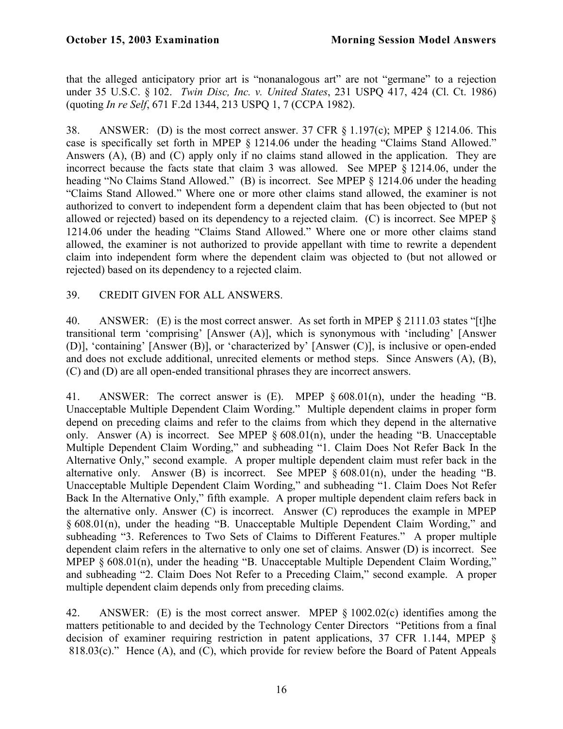that the alleged anticipatory prior art is "nonanalogous art" are not "germane" to a rejection under 35 U.S.C. § 102. *Twin Disc, Inc. v. United States*, 231 USPQ 417, 424 (Cl. Ct. 1986) (quoting *In re Self*, 671 F.2d 1344, 213 USPQ 1, 7 (CCPA 1982).

38. ANSWER: (D) is the most correct answer. 37 CFR § 1.197(c); MPEP § 1214.06. This case is specifically set forth in MPEP § 1214.06 under the heading "Claims Stand Allowed." Answers (A), (B) and (C) apply only if no claims stand allowed in the application. They are incorrect because the facts state that claim 3 was allowed. See MPEP § 1214.06, under the heading "No Claims Stand Allowed." (B) is incorrect. See MPEP § 1214.06 under the heading "Claims Stand Allowed." Where one or more other claims stand allowed, the examiner is not authorized to convert to independent form a dependent claim that has been objected to (but not allowed or rejected) based on its dependency to a rejected claim. (C) is incorrect. See MPEP § 1214.06 under the heading "Claims Stand Allowed." Where one or more other claims stand allowed, the examiner is not authorized to provide appellant with time to rewrite a dependent claim into independent form where the dependent claim was objected to (but not allowed or rejected) based on its dependency to a rejected claim.

39. CREDIT GIVEN FOR ALL ANSWERS.

40. ANSWER: (E) is the most correct answer. As set forth in MPEP § 2111.03 states "[t]he transitional term 'comprising' [Answer (A)], which is synonymous with 'including' [Answer (D)], 'containing' [Answer (B)], or 'characterized by' [Answer (C)], is inclusive or open-ended and does not exclude additional, unrecited elements or method steps. Since Answers (A), (B), (C) and (D) are all open-ended transitional phrases they are incorrect answers.

41. ANSWER: The correct answer is (E). MPEP § 608.01(n), under the heading "B. Unacceptable Multiple Dependent Claim Wording." Multiple dependent claims in proper form depend on preceding claims and refer to the claims from which they depend in the alternative only. Answer (A) is incorrect. See MPEP § 608.01(n), under the heading "B. Unacceptable Multiple Dependent Claim Wording," and subheading "1. Claim Does Not Refer Back In the Alternative Only," second example. A proper multiple dependent claim must refer back in the alternative only. Answer (B) is incorrect. See MPEP § 608.01(n), under the heading "B. Unacceptable Multiple Dependent Claim Wording," and subheading "1. Claim Does Not Refer Back In the Alternative Only," fifth example. A proper multiple dependent claim refers back in the alternative only. Answer (C) is incorrect. Answer (C) reproduces the example in MPEP § 608.01(n), under the heading "B. Unacceptable Multiple Dependent Claim Wording," and subheading "3. References to Two Sets of Claims to Different Features." A proper multiple dependent claim refers in the alternative to only one set of claims. Answer (D) is incorrect. See MPEP § 608.01(n), under the heading "B. Unacceptable Multiple Dependent Claim Wording," and subheading "2. Claim Does Not Refer to a Preceding Claim," second example. A proper multiple dependent claim depends only from preceding claims.

42. ANSWER: (E) is the most correct answer. MPEP § 1002.02(c) identifies among the matters petitionable to and decided by the Technology Center Directors "Petitions from a final decision of examiner requiring restriction in patent applications, 37 CFR 1.144, MPEP § 818.03(c)." Hence (A), and (C), which provide for review before the Board of Patent Appeals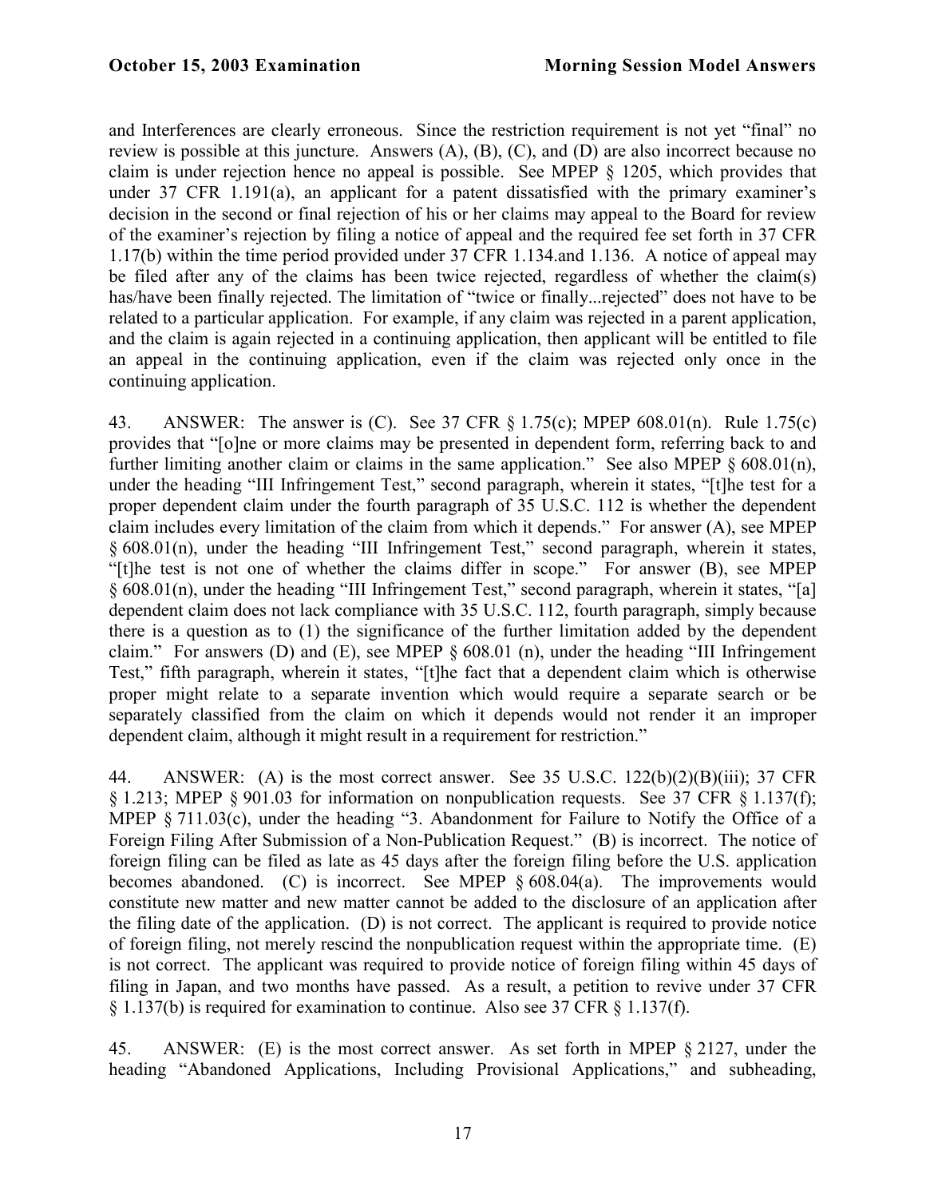and Interferences are clearly erroneous. Since the restriction requirement is not yet "final" no review is possible at this juncture. Answers (A), (B), (C), and (D) are also incorrect because no claim is under rejection hence no appeal is possible. See MPEP § 1205, which provides that under 37 CFR 1.191(a), an applicant for a patent dissatisfied with the primary examiner's decision in the second or final rejection of his or her claims may appeal to the Board for review of the examiner's rejection by filing a notice of appeal and the required fee set forth in 37 CFR 1.17(b) within the time period provided under 37 CFR 1.134.and 1.136. A notice of appeal may be filed after any of the claims has been twice rejected, regardless of whether the claim(s) has/have been finally rejected. The limitation of "twice or finally...rejected" does not have to be related to a particular application. For example, if any claim was rejected in a parent application, and the claim is again rejected in a continuing application, then applicant will be entitled to file an appeal in the continuing application, even if the claim was rejected only once in the continuing application.

43. ANSWER: The answer is (C). See 37 CFR § 1.75(c); MPEP 608.01(n). Rule 1.75(c) provides that "[o]ne or more claims may be presented in dependent form, referring back to and further limiting another claim or claims in the same application." See also MPEP § 608.01(n), under the heading "III Infringement Test," second paragraph, wherein it states, "[t]he test for a proper dependent claim under the fourth paragraph of 35 U.S.C. 112 is whether the dependent claim includes every limitation of the claim from which it depends." For answer (A), see MPEP § 608.01(n), under the heading "III Infringement Test," second paragraph, wherein it states, "[t]he test is not one of whether the claims differ in scope." For answer (B), see MPEP § 608.01(n), under the heading "III Infringement Test," second paragraph, wherein it states, "[a] dependent claim does not lack compliance with 35 U.S.C. 112, fourth paragraph, simply because there is a question as to (1) the significance of the further limitation added by the dependent claim." For answers (D) and (E), see MPEP § 608.01 (n), under the heading "III Infringement Test," fifth paragraph, wherein it states, "[t]he fact that a dependent claim which is otherwise proper might relate to a separate invention which would require a separate search or be separately classified from the claim on which it depends would not render it an improper dependent claim, although it might result in a requirement for restriction."

44. ANSWER: (A) is the most correct answer. See 35 U.S.C. 122(b)(2)(B)(iii); 37 CFR § 1.213; MPEP § 901.03 for information on nonpublication requests. See 37 CFR § 1.137(f); MPEP § 711.03(c), under the heading "3. Abandonment for Failure to Notify the Office of a Foreign Filing After Submission of a Non-Publication Request." (B) is incorrect. The notice of foreign filing can be filed as late as 45 days after the foreign filing before the U.S. application becomes abandoned. (C) is incorrect. See MPEP § 608.04(a). The improvements would constitute new matter and new matter cannot be added to the disclosure of an application after the filing date of the application. (D) is not correct. The applicant is required to provide notice of foreign filing, not merely rescind the nonpublication request within the appropriate time. (E) is not correct. The applicant was required to provide notice of foreign filing within 45 days of filing in Japan, and two months have passed. As a result, a petition to revive under 37 CFR § 1.137(b) is required for examination to continue. Also see 37 CFR § 1.137(f).

45. ANSWER: (E) is the most correct answer. As set forth in MPEP § 2127, under the heading "Abandoned Applications, Including Provisional Applications," and subheading,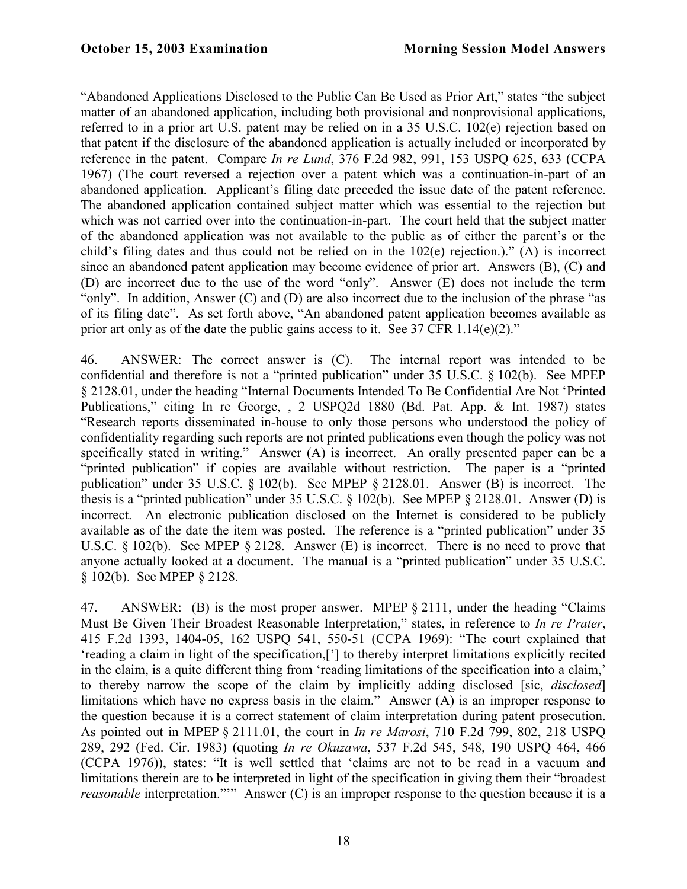"Abandoned Applications Disclosed to the Public Can Be Used as Prior Art," states "the subject matter of an abandoned application, including both provisional and nonprovisional applications, referred to in a prior art U.S. patent may be relied on in a 35 U.S.C. 102(e) rejection based on that patent if the disclosure of the abandoned application is actually included or incorporated by reference in the patent. Compare *In re Lund*, 376 F.2d 982, 991, 153 USPQ 625, 633 (CCPA 1967) (The court reversed a rejection over a patent which was a continuation-in-part of an abandoned application. Applicant's filing date preceded the issue date of the patent reference. The abandoned application contained subject matter which was essential to the rejection but which was not carried over into the continuation-in-part. The court held that the subject matter of the abandoned application was not available to the public as of either the parent's or the child's filing dates and thus could not be relied on in the 102(e) rejection.)." (A) is incorrect since an abandoned patent application may become evidence of prior art. Answers (B), (C) and (D) are incorrect due to the use of the word "only". Answer (E) does not include the term "only". In addition, Answer (C) and (D) are also incorrect due to the inclusion of the phrase "as of its filing date". As set forth above, "An abandoned patent application becomes available as prior art only as of the date the public gains access to it. See 37 CFR 1.14(e)(2)."

46. ANSWER: The correct answer is (C). The internal report was intended to be confidential and therefore is not a "printed publication" under 35 U.S.C. § 102(b). See MPEP § 2128.01, under the heading "Internal Documents Intended To Be Confidential Are Not 'Printed Publications," citing In re George, , 2 USPQ2d 1880 (Bd. Pat. App. & Int. 1987) states "Research reports disseminated in-house to only those persons who understood the policy of confidentiality regarding such reports are not printed publications even though the policy was not specifically stated in writing." Answer (A) is incorrect. An orally presented paper can be a "printed publication" if copies are available without restriction. The paper is a "printed publication" under 35 U.S.C. § 102(b). See MPEP § 2128.01. Answer (B) is incorrect. The thesis is a "printed publication" under 35 U.S.C. § 102(b). See MPEP § 2128.01. Answer (D) is incorrect. An electronic publication disclosed on the Internet is considered to be publicly available as of the date the item was posted. The reference is a "printed publication" under 35 U.S.C. § 102(b). See MPEP § 2128. Answer (E) is incorrect. There is no need to prove that anyone actually looked at a document. The manual is a "printed publication" under 35 U.S.C. § 102(b). See MPEP § 2128.

47. ANSWER: (B) is the most proper answer. MPEP § 2111, under the heading "Claims Must Be Given Their Broadest Reasonable Interpretation," states, in reference to *In re Prater*, 415 F.2d 1393, 1404-05, 162 USPQ 541, 550-51 (CCPA 1969): "The court explained that 'reading a claim in light of the specification,['] to thereby interpret limitations explicitly recited in the claim, is a quite different thing from 'reading limitations of the specification into a claim,' to thereby narrow the scope of the claim by implicitly adding disclosed [sic, *disclosed*] limitations which have no express basis in the claim." Answer (A) is an improper response to the question because it is a correct statement of claim interpretation during patent prosecution. As pointed out in MPEP § 2111.01, the court in *In re Marosi*, 710 F.2d 799, 802, 218 USPQ 289, 292 (Fed. Cir. 1983) (quoting *In re Okuzawa*, 537 F.2d 545, 548, 190 USPQ 464, 466 (CCPA 1976)), states: "It is well settled that 'claims are not to be read in a vacuum and limitations therein are to be interpreted in light of the specification in giving them their "broadest *reasonable* interpretation."'" Answer (C) is an improper response to the question because it is a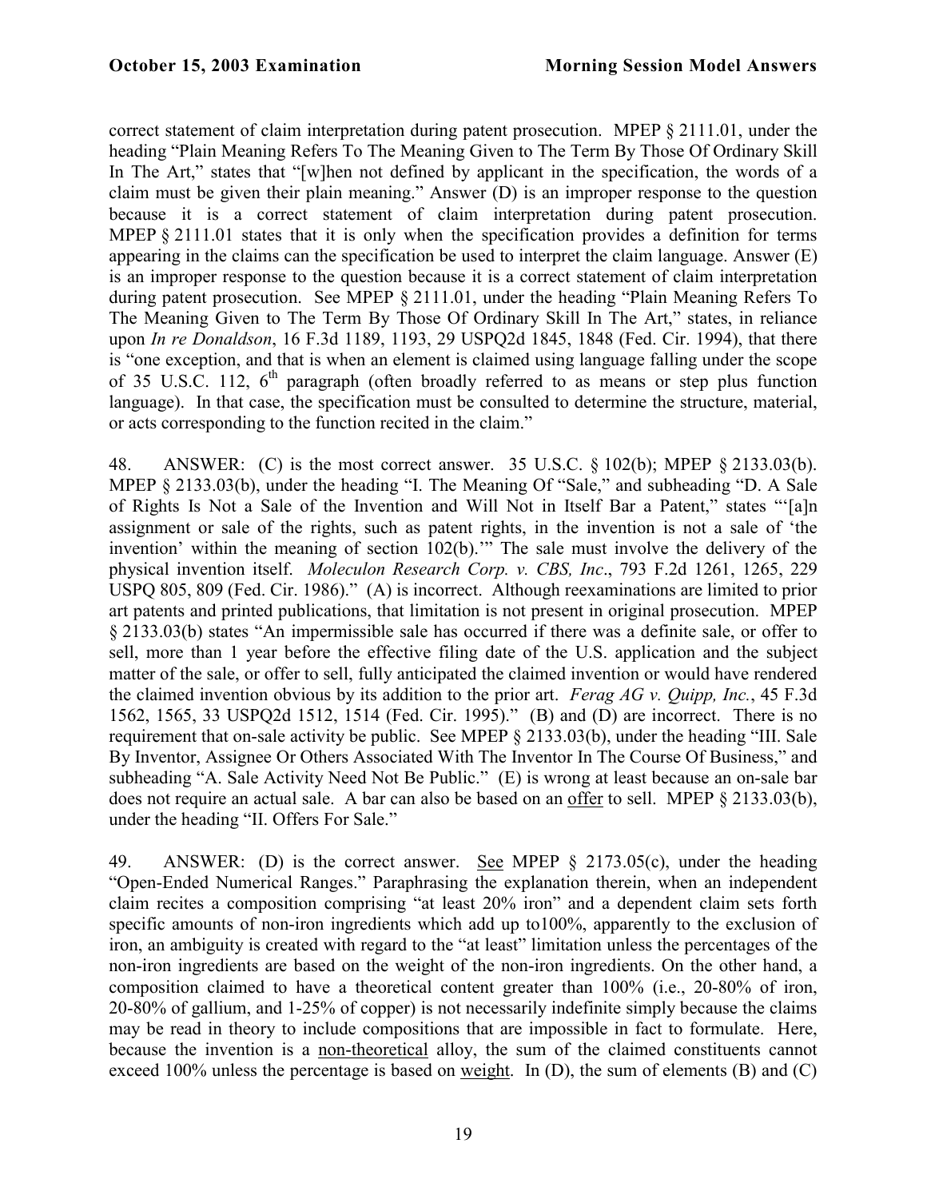correct statement of claim interpretation during patent prosecution. MPEP § 2111.01, under the heading "Plain Meaning Refers To The Meaning Given to The Term By Those Of Ordinary Skill In The Art," states that "[w]hen not defined by applicant in the specification, the words of a claim must be given their plain meaning." Answer (D) is an improper response to the question because it is a correct statement of claim interpretation during patent prosecution. MPEP § 2111.01 states that it is only when the specification provides a definition for terms appearing in the claims can the specification be used to interpret the claim language. Answer (E) is an improper response to the question because it is a correct statement of claim interpretation during patent prosecution. See MPEP § 2111.01, under the heading "Plain Meaning Refers To The Meaning Given to The Term By Those Of Ordinary Skill In The Art," states, in reliance upon *In re Donaldson*, 16 F.3d 1189, 1193, 29 USPQ2d 1845, 1848 (Fed. Cir. 1994), that there is "one exception, and that is when an element is claimed using language falling under the scope of 35 U.S.C. 112, 6th paragraph (often broadly referred to as means or step plus function language). In that case, the specification must be consulted to determine the structure, material, or acts corresponding to the function recited in the claim."

48. ANSWER: (C) is the most correct answer. 35 U.S.C. § 102(b); MPEP § 2133.03(b). MPEP § 2133.03(b), under the heading "I. The Meaning Of "Sale," and subheading "D. A Sale of Rights Is Not a Sale of the Invention and Will Not in Itself Bar a Patent," states "'[a]n assignment or sale of the rights, such as patent rights, in the invention is not a sale of 'the invention' within the meaning of section 102(b).'" The sale must involve the delivery of the physical invention itself. *Moleculon Research Corp. v. CBS, Inc*., 793 F.2d 1261, 1265, 229 USPQ 805, 809 (Fed. Cir. 1986)." (A) is incorrect. Although reexaminations are limited to prior art patents and printed publications, that limitation is not present in original prosecution. MPEP § 2133.03(b) states "An impermissible sale has occurred if there was a definite sale, or offer to sell, more than 1 year before the effective filing date of the U.S. application and the subject matter of the sale, or offer to sell, fully anticipated the claimed invention or would have rendered the claimed invention obvious by its addition to the prior art. *Ferag AG v. Quipp, Inc.*, 45 F.3d 1562, 1565, 33 USPQ2d 1512, 1514 (Fed. Cir. 1995)." (B) and (D) are incorrect. There is no requirement that on-sale activity be public. See MPEP § 2133.03(b), under the heading "III. Sale By Inventor, Assignee Or Others Associated With The Inventor In The Course Of Business," and subheading "A. Sale Activity Need Not Be Public." (E) is wrong at least because an on-sale bar does not require an actual sale. A bar can also be based on an offer to sell. MPEP § 2133.03(b), under the heading "II. Offers For Sale."

49. ANSWER: (D) is the correct answer. See MPEP § 2173.05(c), under the heading "Open-Ended Numerical Ranges." Paraphrasing the explanation therein, when an independent claim recites a composition comprising "at least 20% iron" and a dependent claim sets forth specific amounts of non-iron ingredients which add up to100%, apparently to the exclusion of iron, an ambiguity is created with regard to the "at least" limitation unless the percentages of the non-iron ingredients are based on the weight of the non-iron ingredients. On the other hand, a composition claimed to have a theoretical content greater than 100% (i.e., 20-80% of iron, 20-80% of gallium, and 1-25% of copper) is not necessarily indefinite simply because the claims may be read in theory to include compositions that are impossible in fact to formulate. Here, because the invention is a non-theoretical alloy, the sum of the claimed constituents cannot exceed 100% unless the percentage is based on weight. In (D), the sum of elements (B) and (C)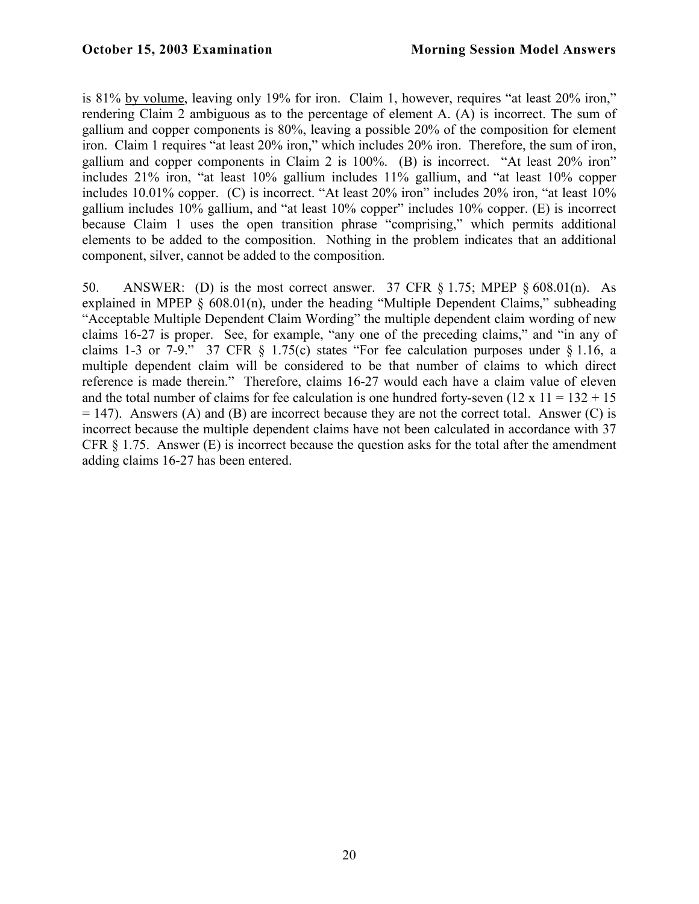is 81% by volume, leaving only 19% for iron. Claim 1, however, requires "at least 20% iron," rendering Claim 2 ambiguous as to the percentage of element A. (A) is incorrect. The sum of gallium and copper components is 80%, leaving a possible 20% of the composition for element iron. Claim 1 requires "at least 20% iron," which includes 20% iron. Therefore, the sum of iron, gallium and copper components in Claim 2 is 100%. (B) is incorrect. "At least 20% iron" includes 21% iron, "at least 10% gallium includes 11% gallium, and "at least 10% copper includes 10.01% copper. (C) is incorrect. "At least 20% iron" includes 20% iron, "at least 10% gallium includes 10% gallium, and "at least 10% copper" includes 10% copper. (E) is incorrect because Claim 1 uses the open transition phrase "comprising," which permits additional elements to be added to the composition. Nothing in the problem indicates that an additional component, silver, cannot be added to the composition.

50. ANSWER: (D) is the most correct answer. 37 CFR § 1.75; MPEP § 608.01(n). As explained in MPEP § 608.01(n), under the heading "Multiple Dependent Claims," subheading "Acceptable Multiple Dependent Claim Wording" the multiple dependent claim wording of new claims 16-27 is proper. See, for example, "any one of the preceding claims," and "in any of claims 1-3 or 7-9." 37 CFR § 1.75(c) states "For fee calculation purposes under § 1.16, a multiple dependent claim will be considered to be that number of claims to which direct reference is made therein." Therefore, claims 16-27 would each have a claim value of eleven and the total number of claims for fee calculation is one hundred forty-seven (12 x 11 = 132 + 15 = 147). Answers (A) and (B) are incorrect because they are not the correct total. Answer (C) is incorrect because the multiple dependent claims have not been calculated in accordance with 37 CFR § 1.75. Answer (E) is incorrect because the question asks for the total after the amendment adding claims 16-27 has been entered.